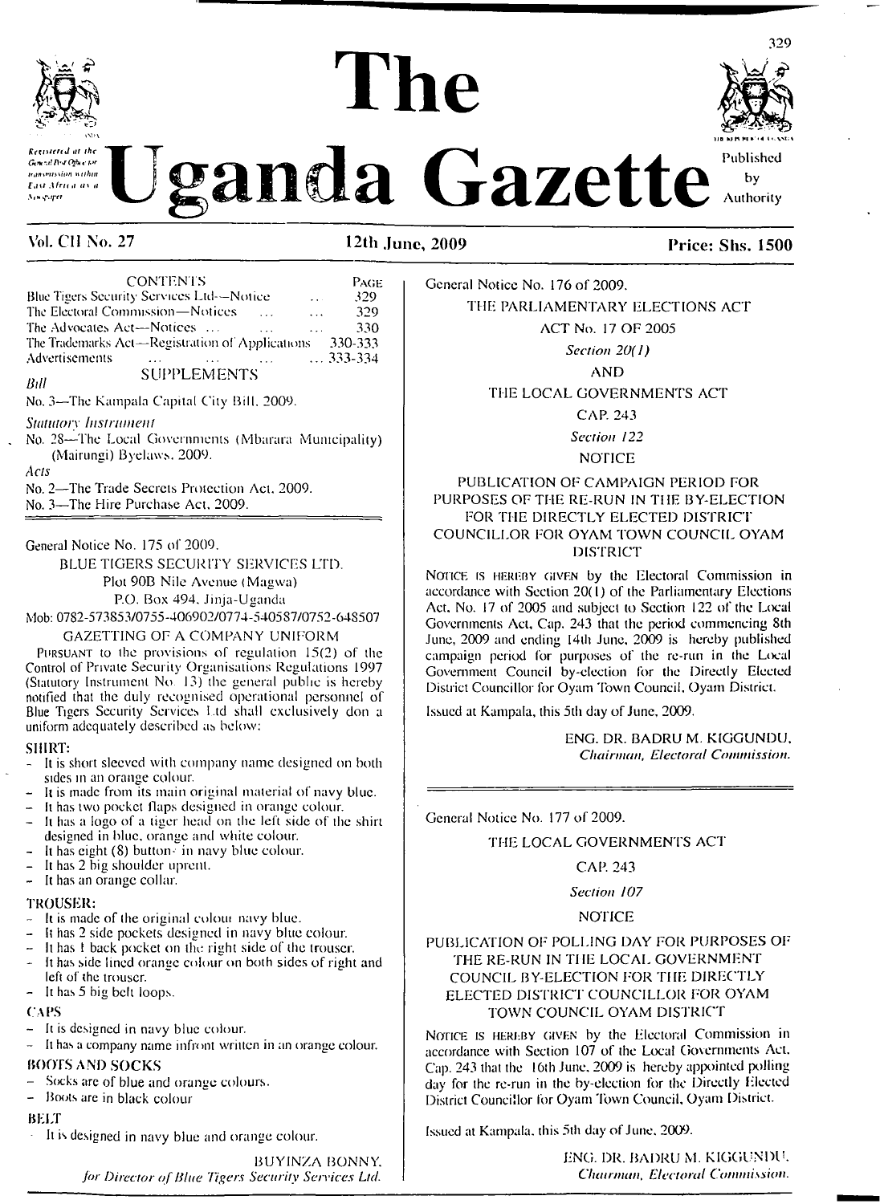# The Uganda Gazette

*Registered at the General Post Office for transmission within East Africa as a Newspaper*

Published by Authority

**Vol. CII No. 27** **12th June, 2009** **Price: Shs. 1500**

| CONTENTS | PAGE |
|---|---|
| Blue Tigers Security Services Ltd—Notice ... | 329 |
| The Electoral Commission—Notices ... ... | 329 |
| The Advocates Act—Notices ... ... ... | 330 |
| The Trademarks Act—Registration of Applications | 330-333 |
| Advertisements ... ... ... | ...333-334 |

SUPPLEMENTS

*Bill*

No. 3—The Kampala Capital City Bill, 2009.

*Statutory Instrument*

No. 28—The Local Governments (Mbarara Municipality) (Mairungi) Byelaws, 2009.

*Acts*

No. 2—The Trade Secrets Protection Act, 2009.

No. 3—The Hire Purchase Act, 2009.

---

General Notice No. 175 of 2009.

BLUE TIGERS SECURITY SERVICES LTD.

Plot 90B Nile Avenue (Magwa)

P.O. Box 494, Jinja-Uganda

Mob: 0782-573853/0755-406902/0774-540587/0752-648507

GAZETTING OF A COMPANY UNIFORM

PURSUANT to the provisions of regulation 15(2) of the Control of Private Security Organisations Regulations 1997 (Statutory Instrument No. 13) the general public is hereby notified that the duly recognised operational personnel of Blue Tigers Security Services Ltd shall exclusively don a uniform adequately described as below:

**SHIRT:**

- It is short sleeved with company name designed on both sides in an orange colour.
- It is made from its main original material of navy blue.
- It has two pocket flaps designed in orange colour.
- It has a logo of a tiger head on the left side of the shirt designed in blue, orange and white colour.
- It has eight (8) buttons in navy blue colour.
- It has 2 big shoulder uprent.
- It has an orange collar.

**TROUSER:**

- It is made of the original colour navy blue.
- It has 2 side pockets designed in navy blue colour.
- It has 1 back pocket on the right side of the trouser.
- It has side lined orange colour on both sides of right and left of the trouser.
- It has 5 big belt loops.

**CAPS**

- It is designed in navy blue colour.
- It has a company name infront written in an orange colour.

**BOOTS AND SOCKS**

- Socks are of blue and orange colours.
- Boots are in black colour

**BELT**

- It is designed in navy blue and orange colour.

BUYINZA BONNY,
*for Director of Blue Tigers Security Services Ltd.*

---

General Notice No. 176 of 2009.

THE PARLIAMENTARY ELECTIONS ACT

ACT No. 17 OF 2005

*Section 20(1)*

AND

THE LOCAL GOVERNMENTS ACT

CAP. 243

*Section 122*

NOTICE

PUBLICATION OF CAMPAIGN PERIOD FOR PURPOSES OF THE RE-RUN IN THE BY-ELECTION FOR THE DIRECTLY ELECTED DISTRICT COUNCILLOR FOR OYAM TOWN COUNCIL OYAM DISTRICT

NOTICE IS HEREBY GIVEN by the Electoral Commission in accordance with Section 20(1) of the Parliamentary Elections Act, No. 17 of 2005 and subject to Section 122 of the Local Governments Act, Cap. 243 that the period commencing 8th June, 2009 and ending 14th June, 2009 is hereby published campaign period for purposes of the re-run in the Local Government Council by-election for the Directly Elected District Councillor for Oyam Town Council, Oyam District.

Issued at Kampala, this 5th day of June, 2009.

ENG. DR. BADRU M. KIGGUNDU,
*Chairman, Electoral Commission.*

---

General Notice No. 177 of 2009.

THE LOCAL GOVERNMENTS ACT

CAP. 243

*Section 107*

NOTICE

PUBLICATION OF POLLING DAY FOR PURPOSES OF THE RE-RUN IN THE LOCAL GOVERNMENT COUNCIL BY-ELECTION FOR THE DIRECTLY ELECTED DISTRICT COUNCILLOR FOR OYAM TOWN COUNCIL OYAM DISTRICT

NOTICE IS HEREBY GIVEN by the Electoral Commission in accordance with Section 107 of the Local Governments Act, Cap. 243 that the 16th June, 2009 is hereby appointed polling day for the re-run in the by-election for the Directly Elected District Councillor for Oyam Town Council, Oyam District.

Issued at Kampala, this 5th day of June, 2009.

ENG. DR. BADRU M. KIGGUNDU,
*Chairman, Electoral Commission.*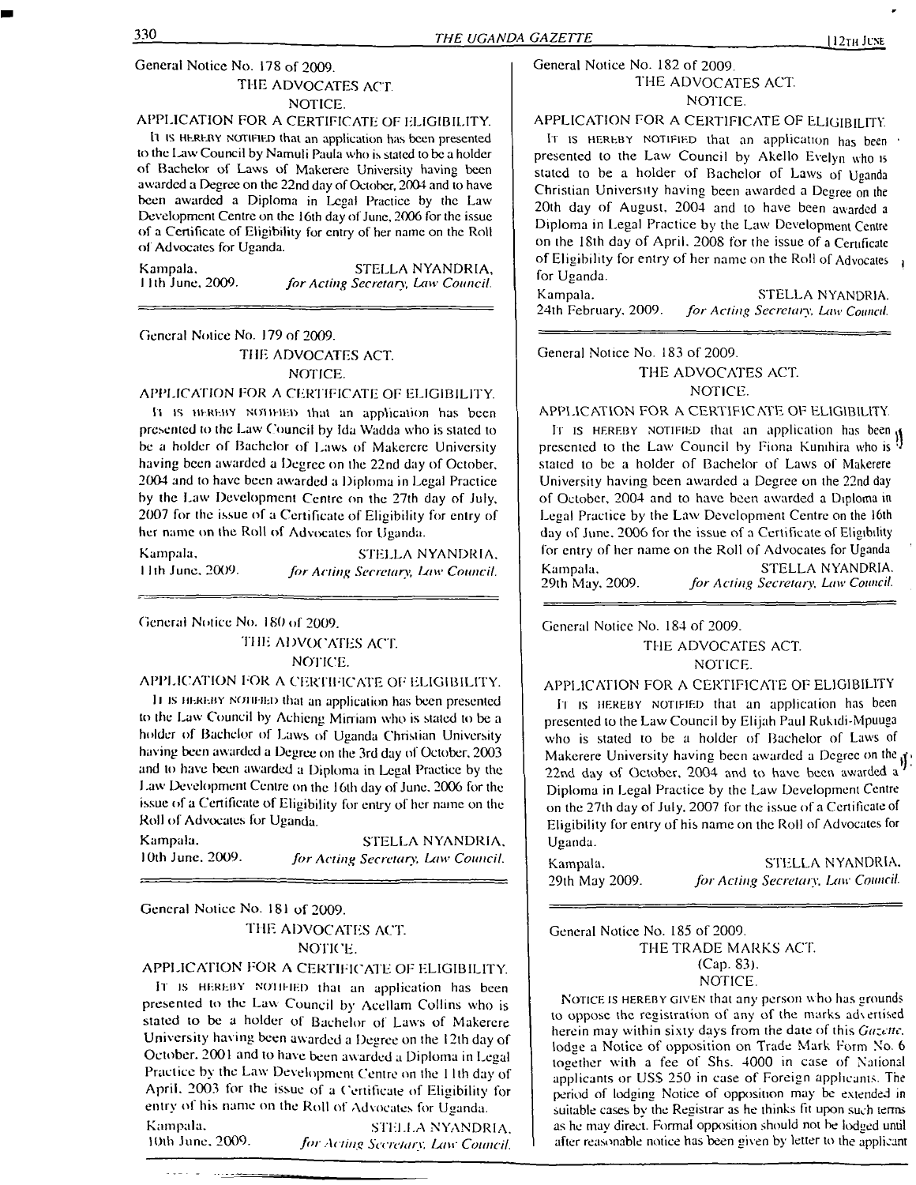General Notice No. 178 of 2009.

THE ADVOCATES ACT.

NOTICE.

APPLICATION FOR A CERTIFICATE OF ELIGIBILITY.

It is hereby notified that an application has been presented to the Law Council by Namuli Paula who is stated to be a holder of Bachelor of Laws of Makerere University having been awarded a Degree on the 22nd day of October, 2004 and to have been awarded a Diploma in Legal Practice by the Law Development Centre on the 16th day of June, 2006 for the issue of a Certificate of Eligibility for entry of her name on the Roll of Advocates for Uganda.

Kampala, 11th June, 2009.

STELLA NYANDRIA,
*for Acting Secretary, Law Council.*

---

General Notice No. 179 of 2009.

THE ADVOCATES ACT.

NOTICE.

APPLICATION FOR A CERTIFICATE OF ELIGIBILITY.

It is hereby notified that an application has been presented to the Law Council by Ida Wadda who is stated to be a holder of Bachelor of Laws of Makerere University having been awarded a Degree on the 22nd day of October, 2004 and to have been awarded a Diploma in Legal Practice by the Law Development Centre on the 27th day of July, 2007 for the issue of a Certificate of Eligibility for entry of her name on the Roll of Advocates for Uganda.

Kampala, 11th June, 2009.

STELLA NYANDRIA,
*for Acting Secretary, Law Council.*

---

General Notice No. 180 of 2009.

THE ADVOCATES ACT.

NOTICE.

APPLICATION FOR A CERTIFICATE OF ELIGIBILITY.

It is hereby notified that an application has been presented to the Law Council by Achieng Mirriam who is stated to be a holder of Bachelor of Laws of Uganda Christian University having been awarded a Degree on the 3rd day of October, 2003 and to have been awarded a Diploma in Legal Practice by the Law Development Centre on the 16th day of June, 2006 for the issue of a Certificate of Eligibility for entry of her name on the Roll of Advocates for Uganda.

Kampala, 10th June, 2009.

STELLA NYANDRIA,
*for Acting Secretary, Law Council.*

---

General Notice No. 181 of 2009.

THE ADVOCATES ACT.

NOTICE.

APPLICATION FOR A CERTIFICATE OF ELIGIBILITY.

It is hereby notified that an application has been presented to the Law Council by Acellam Collins who is stated to be a holder of Bachelor of Laws of Makerere University having been awarded a Degree on the 12th day of October, 2001 and to have been awarded a Diploma in Legal Practice by the Law Development Centre on the 11th day of April, 2003 for the issue of a Certificate of Eligibility for entry of his name on the Roll of Advocates for Uganda.

Kampala, 10th June, 2009.

STELLA NYANDRIA,
*for Acting Secretary, Law Council.*

---

General Notice No. 182 of 2009.

THE ADVOCATES ACT.

NOTICE.

APPLICATION FOR A CERTIFICATE OF ELIGIBILITY.

It is hereby notified that an application has been presented to the Law Council by Akello Evelyn who is stated to be a holder of Bachelor of Laws of Uganda Christian University having been awarded a Degree on the 20th day of August, 2004 and to have been awarded a Diploma in Legal Practice by the Law Development Centre on the 18th day of April, 2008 for the issue of a Certificate of Eligibility for entry of her name on the Roll of Advocates for Uganda.

Kampala, 24th February, 2009.

STELLA NYANDRIA,
*for Acting Secretary, Law Council.*

---

General Notice No. 183 of 2009.

THE ADVOCATES ACT.

NOTICE.

APPLICATION FOR A CERTIFICATE OF ELIGIBILITY.

It is hereby notified that an application has been presented to the Law Council by Fiona Kunihira who is stated to be a holder of Bachelor of Laws of Makerere University having been awarded a Degree on the 22nd day of October, 2004 and to have been awarded a Diploma in Legal Practice by the Law Development Centre on the 16th day of June, 2006 for the issue of a Certificate of Eligibility for entry of her name on the Roll of Advocates for Uganda

Kampala, 29th May, 2009.

STELLA NYANDRIA,
*for Acting Secretary, Law Council.*

---

General Notice No. 184 of 2009.

THE ADVOCATES ACT.

NOTICE.

APPLICATION FOR A CERTIFICATE OF ELIGIBILITY

It is hereby notified that an application has been presented to the Law Council by Elijah Paul Rukidi-Mpuuga who is stated to be a holder of Bachelor of Laws of Makerere University having been awarded a Degree on the 22nd day of October, 2004 and to have been awarded a Diploma in Legal Practice by the Law Development Centre on the 27th day of July, 2007 for the issue of a Certificate of Eligibility for entry of his name on the Roll of Advocates for Uganda.

Kampala, 29th May 2009.

STELLA NYANDRIA,
*for Acting Secretary, Law Council.*

---

General Notice No. 185 of 2009.

THE TRADE MARKS ACT.

(Cap. 83).

NOTICE.

Notice is hereby given that any person who has grounds to oppose the registration of any of the marks advertised herein may within sixty days from the date of this *Gazette*, lodge a Notice of opposition on Trade Mark Form No. 6 together with a fee of Shs. 4000 in case of National applicants or US$ 250 in case of Foreign applicants. The period of lodging Notice of opposition may be extended in suitable cases by the Registrar as he thinks fit upon such terms as he may direct. Formal opposition should not be lodged until after reasonable notice has been given by letter to the applicant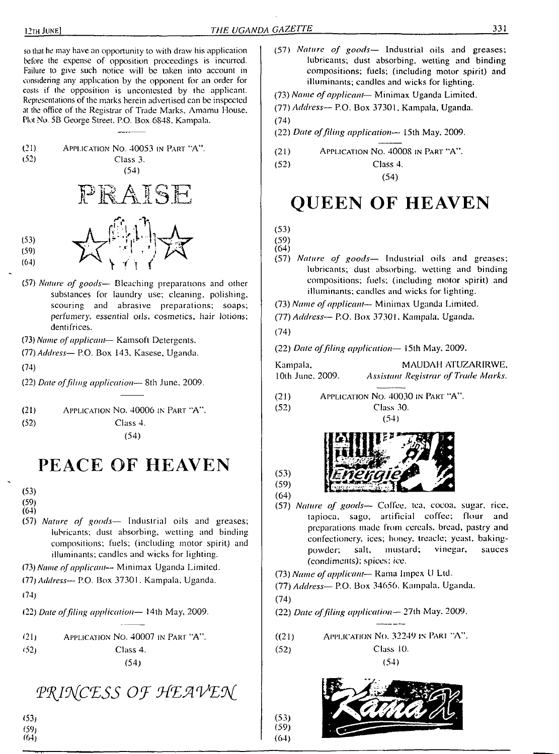so that he may have an opportunity to with draw his application before the expense of opposition proceedings is incurred. Failure to give such notice will be taken into account in considering any application by the opponent for an order for costs if the opposition is uncontested by the applicant. Representations of the marks herein advertised can be inspected at the office of the Registrar of Trade Marks, Amamu House, Plot No. 5B George Street, P.O. Box 6848, Kampala.

(21) APPLICATION NO. 40053 IN PART "A".

(52) Class 3.

(54)

PRAISE

(53)

(59)

(64)

(57) *Nature of goods*— Bleaching preparations and other substances for laundry use; cleaning, polishing, scouring and abrasive preparations; soaps; perfumery, essential oils, cosmetics, hair lotions; dentifrices.

(73) *Name of applicant*— Kamsoft Detergents.

(77) *Address*— P.O. Box 143, Kasese, Uganda.

(74)

(22) *Date of filing application*— 8th June, 2009.

---

(21) APPLICATION NO. 40006 IN PART "A".

(52) Class 4.

(54)

# PEACE OF HEAVEN

(53)

(59)

(64)

(57) *Nature of goods*— Industrial oils and greases; lubricants; dust absorbing, wetting and binding compositions; fuels; (including motor spirit) and illuminants; candles and wicks for lighting.

(73) *Name of applicant*— Minimax Uganda Limited.

(77) *Address*— P.O. Box 37301, Kampala, Uganda.

(74)

(22) *Date of filing application*— 14th May, 2009.

---

(21) APPLICATION NO. 40007 IN PART "A".

(52) Class 4.

(54)

*PRINCESS OF HEAVEN*

(53)

(59)

(64)

(57) *Nature of goods*— Industrial oils and greases; lubricants; dust absorbing, wetting and binding compositions; fuels; (including motor spirit) and illuminants; candles and wicks for lighting.

(73) *Name of applicant*— Minimax Uganda Limited.

(77) *Address*— P.O. Box 37301, Kampala, Uganda.

(74)

(22) *Date of filing application*— 15th May, 2009.

---

(21) APPLICATION NO. 40008 IN PART "A".

(52) Class 4.

(54)

# QUEEN OF HEAVEN

(53)

(59)

(64)

(57) *Nature of goods*— Industrial oils and greases; lubricants; dust absorbing, wetting and binding compositions; fuels; (including motor spirit) and illuminants; candles and wicks for lighting.

(73) *Name of applicant*— Minimax Uganda Limited.

(77) *Address*— P.O. Box 37301, Kampala, Uganda.

(74)

(22) *Date of filing application*— 15th May, 2009.

Kampala, 10th June, 2009.

MAUDAH ATUZARIRWE, *Assistant Registrar of Trade Marks.*

---

(21) APPLICATION NO. 40030 IN PART "A".

(52) Class 30.

(54)

(53)

(59)

(64)

(57) *Nature of goods*— Coffee, tea, cocoa, sugar, rice, tapioca, sago, artificial coffee; flour and preparations made from cereals, bread, pastry and confectionery, ices; honey, treacle; yeast, baking-powder; salt, mustard; vinegar, sauces (condiments); spices; ice.

(73) *Name of applicant*— Rama Impex U Ltd.

(77) *Address*— P.O. Box 34656, Kampala, Uganda.

(74)

(22) *Date of filing application*— 27th May, 2009.

---

((21) APPLICATION NO. 32249 IN PART "A".

(52) Class 10.

(54)

(53)

(59)

(64)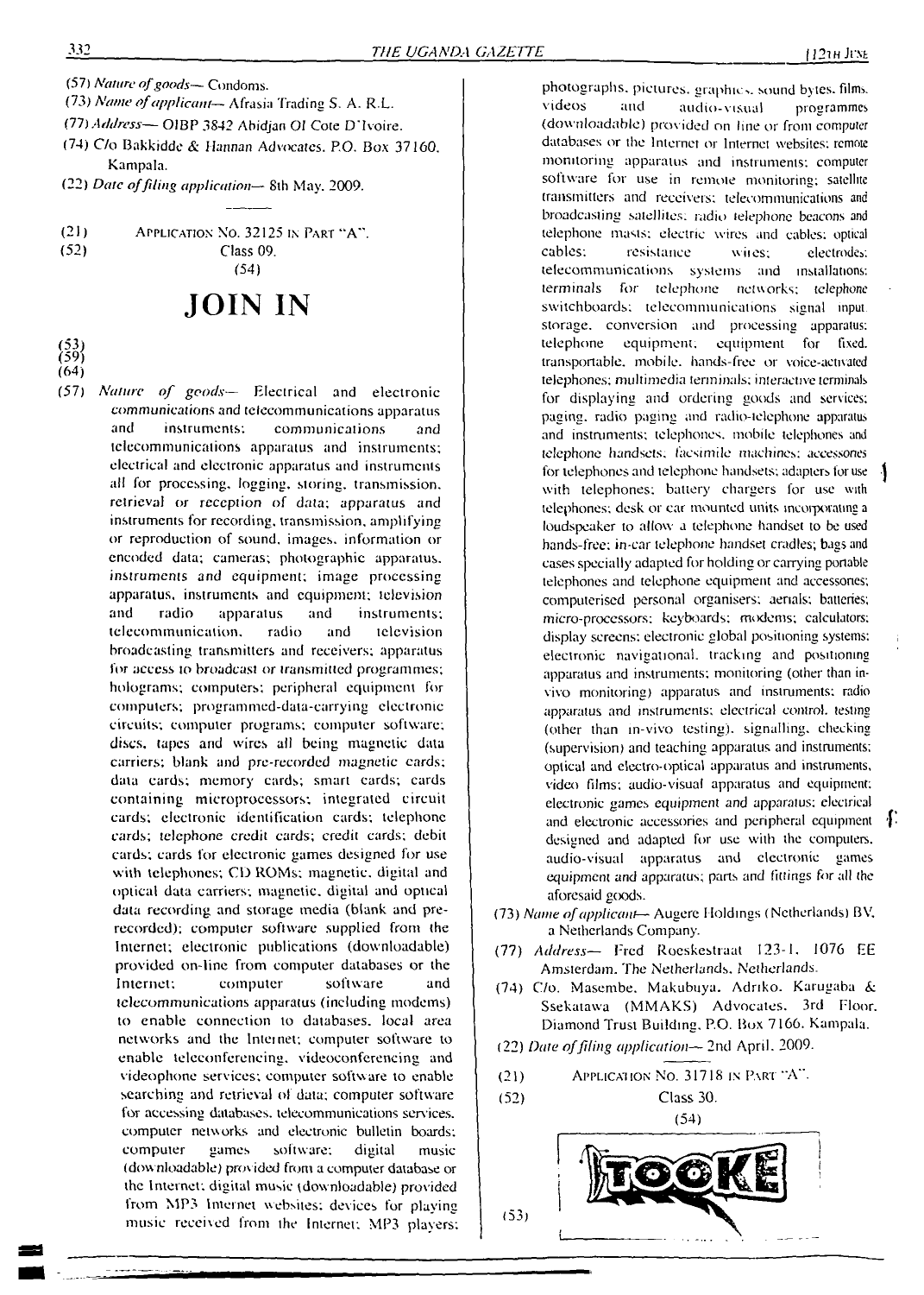(57) *Nature of goods*— Condoms.

(73) *Name of applicant*— Afrasia Trading S. A. R.L.

(77) *Address*— OIBP 3842 Abidjan OI Cote D'Ivoire.

(74) C/o Bakkidde & Hannan Advocates. P.O. Box 37160. Kampala.

(22) *Date of filing application*— 8th May. 2009.

---

(21) APPLICATION NO. 32125 IN PART "A".

(52) Class 09.

(54)

# JOIN IN

(53)

(59)

(64)

(57) *Nature of goods*— Electrical and electronic communications and telecommunications apparatus and instruments; communications and telecommunications apparatus and instruments; electrical and electronic apparatus and instruments all for processing, logging, storing, transmission, retrieval or reception of data; apparatus and instruments for recording, transmission, amplifying or reproduction of sound, images, information or encoded data; cameras; photographic apparatus, instruments and equipment; image processing apparatus, instruments and equipment; television and radio apparatus and instruments; telecommunication, radio and television broadcasting transmitters and receivers; apparatus for access to broadcast or transmitted programmes; holograms; computers; peripheral equipment for computers; programmed-data-carrying electronic circuits; computer programs; computer software; discs, tapes and wires all being magnetic data carriers; blank and pre-recorded magnetic cards; data cards; memory cards; smart cards; cards containing microprocessors; integrated circuit cards; electronic identification cards; telephone cards; telephone credit cards; credit cards; debit cards; cards for electronic games designed for use with telephones; CD ROMs; magnetic, digital and optical data carriers; magnetic, digital and optical data recording and storage media (blank and pre-recorded); computer software supplied from the Internet; electronic publications (downloadable) provided on-line from computer databases or the Internet; computer software and telecommunications apparatus (including modems) to enable connection to databases, local area networks and the Internet; computer software to enable teleconferencing, videoconferencing and videophone services; computer software to enable searching and retrieval of data; computer software for accessing databases, telecommunications services, computer networks and electronic bulletin boards; computer games software; digital music (downloadable) provided from a computer database or the Internet; digital music (downloadable) provided from MP3 Internet websites; devices for playing music received from the Internet; MP3 players; photographs, pictures, graphics, sound bytes, films, videos and audio-visual programmes (downloadable) provided on line or from computer databases or the Internet or Internet websites; remote monitoring apparatus and instruments; computer software for use in remote monitoring; satellite transmitters and receivers; telecommunications and broadcasting satellites; radio telephone beacons and telephone masts; electric wires and cables; optical cables; resistance wires; electrodes; telecommunications systems and installations; terminals for telephone networks; telephone switchboards; telecommunications signal input, storage, conversion and processing apparatus; telephone equipment; equipment for fixed, transportable, mobile, hands-free or voice-activated telephones; multimedia terminals; interactive terminals for displaying and ordering goods and services; paging, radio paging and radio-telephone apparatus and instruments; telephones, mobile telephones and telephone handsets; facsimile machines; accessories for telephones and telephone handsets; adapters for use with telephones; battery chargers for use with telephones; desk or car mounted units incorporating a loudspeaker to allow a telephone handset to be used hands-free; in-car telephone handset cradles; bags and cases specially adapted for holding or carrying portable telephones and telephone equipment and accessories; computerised personal organisers; aerials; batteries; micro-processors; keyboards; modems; calculators; display screens; electronic global positioning systems; electronic navigational, tracking and positioning apparatus and instruments; monitoring (other than in-vivo monitoring) apparatus and instruments; radio apparatus and instruments; electrical control, testing (other than in-vivo testing), signalling, checking (supervision) and teaching apparatus and instruments; optical and electro-optical apparatus and instruments, video films; audio-visual apparatus and equipment; electronic games equipment and apparatus; electrical and electronic accessories and peripheral equipment designed and adapted for use with the computers, audio-visual apparatus and electronic games equipment and apparatus; parts and fittings for all the aforesaid goods.

(73) *Name of applicant*— Augere Holdings (Netherlands) BV, a Netherlands Company.

(77) *Address*— Fred Roeskestraat 123-1, 1076 EE Amsterdam. The Netherlands, Netherlands.

(74) C/o. Masembe, Makubuya, Adriko, Karugaba & Ssekatawa (MMAKS) Advocates, 3rd Floor, Diamond Trust Building, P.O. Box 7166, Kampala.

(22) *Date of filing application*— 2nd April, 2009.

---

(21) APPLICATION NO. 31718 IN PART "A".

(52) Class 30.

(54)

TOOKE

(53)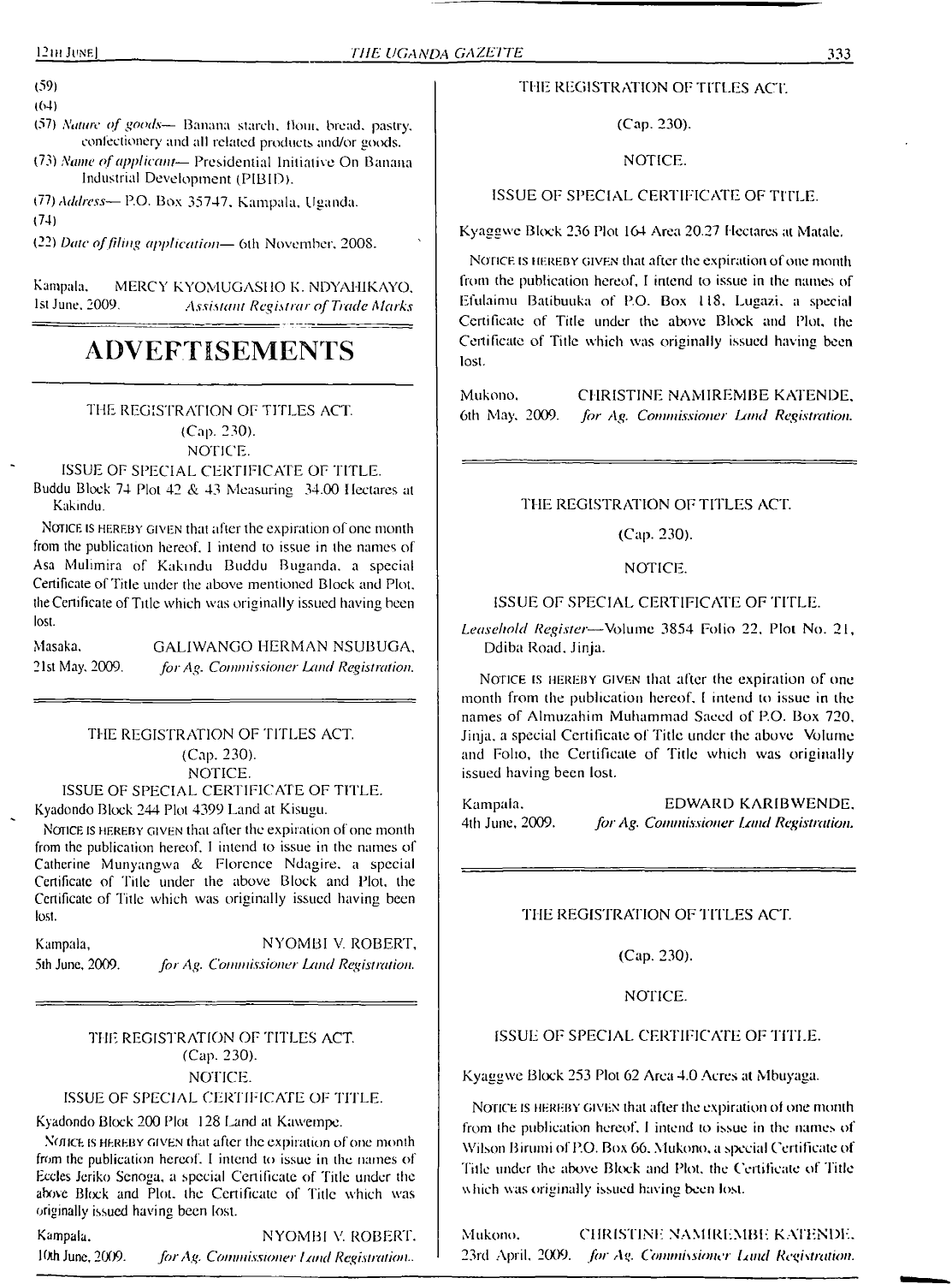(59)

(64)

(57) *Nature of goods*— Banana starch, flour, bread, pastry, confectionery and all related products and/or goods.

(73) *Name of applicant*— Presidential Initiative On Banana Industrial Development (PIBID).

(77) *Address*— P.O. Box 35747, Kampala, Uganda.

(74)

(22) *Date of filing application*— 6th November, 2008.

Kampala, 1st June, 2009. MERCY KYOMUGASHO K. NDYAHIKAYO, *Assistant Registrar of Trade Marks*

# ADVEFTISEMENTS

THE REGISTRATION OF TITLES ACT.

(Cap. 230).

NOTICE.

ISSUE OF SPECIAL CERTIFICATE OF TITLE.

Buddu Block 74 Plot 42 & 43 Measuring 34.00 Hectares at Kakindu.

NOTICE IS HEREBY GIVEN that after the expiration of one month from the publication hereof, I intend to issue in the names of Asa Mulimira of Kakindu Buddu Buganda, a special Certificate of Title under the above mentioned Block and Plot, the Certificate of Title which was originally issued having been lost.

Masaka, 21st May, 2009. GALIWANGO HERMAN NSUBUGA, *for Ag. Commissioner Land Registration.*

---

THE REGISTRATION OF TITLES ACT.

(Cap. 230).

NOTICE.

ISSUE OF SPECIAL CERTIFICATE OF TITLE.

Kyadondo Block 244 Plot 4399 Land at Kisugu.

NOTICE IS HEREBY GIVEN that after the expiration of one month from the publication hereof, I intend to issue in the names of Catherine Munyangwa & Florence Ndagire, a special Certificate of Title under the above Block and Plot, the Certificate of Title which was originally issued having been lost.

Kampala, 5th June, 2009. NYOMBI V. ROBERT, *for Ag. Commissioner Land Registration.*

---

THE REGISTRATION OF TITLES ACT.

(Cap. 230).

NOTICE.

ISSUE OF SPECIAL CERTIFICATE OF TITLE.

Kyadondo Block 200 Plot 128 Land at Kawempe.

NOTICE IS HEREBY GIVEN that after the expiration of one month from the publication hereof, I intend to issue in the names of Eccles Jeriko Senoga, a special Certificate of Title under the above Block and Plot, the Certificate of Title which was originally issued having been lost.

Kampala, 10th June, 2009. NYOMBI V. ROBERT, *for Ag. Commissioner Land Registration.*

---

THE REGISTRATION OF TITLES ACT.

(Cap. 230).

NOTICE.

ISSUE OF SPECIAL CERTIFICATE OF TITLE.

Kyaggwe Block 236 Plot 164 Area 20.27 Hectares at Matale.

NOTICE IS HEREBY GIVEN that after the expiration of one month from the publication hereof, I intend to issue in the names of Efulaimu Batibuuka of P.O. Box 118, Lugazi, a special Certificate of Title under the above Block and Plot, the Certificate of Title which was originally issued having been lost.

Mukono, 6th May, 2009. CHRISTINE NAMIREMBE KATENDE, *for Ag. Commissioner Land Registration.*

---

THE REGISTRATION OF TITLES ACT.

(Cap. 230).

NOTICE.

ISSUE OF SPECIAL CERTIFICATE OF TITLE.

*Leasehold Register*—Volume 3854 Folio 22, Plot No. 21, Ddiba Road, Jinja.

NOTICE IS HEREBY GIVEN that after the expiration of one month from the publication hereof, I intend to issue in the names of Almuzahim Muhammad Saeed of P.O. Box 720, Jinja, a special Certificate of Title under the above Volume and Folio, the Certificate of Title which was originally issued having been lost.

Kampala, 4th June, 2009. EDWARD KARIBWENDE, *for Ag. Commissioner Land Registration.*

---

THE REGISTRATION OF TITLES ACT.

(Cap. 230).

NOTICE.

ISSUE OF SPECIAL CERTIFICATE OF TITLE.

Kyaggwe Block 253 Plot 62 Area 4.0 Acres at Mbuyaga.

NOTICE IS HEREBY GIVEN that after the expiration of one month from the publication hereof, I intend to issue in the names of Wilson Birumi of P.O. Box 66, Mukono, a special Certificate of Title under the above Block and Plot, the Certificate of Title which was originally issued having been lost.

Mukono, 23rd April, 2009. CHRISTINE NAMIREMBE KATENDE, *for Ag. Commissioner Land Registration.*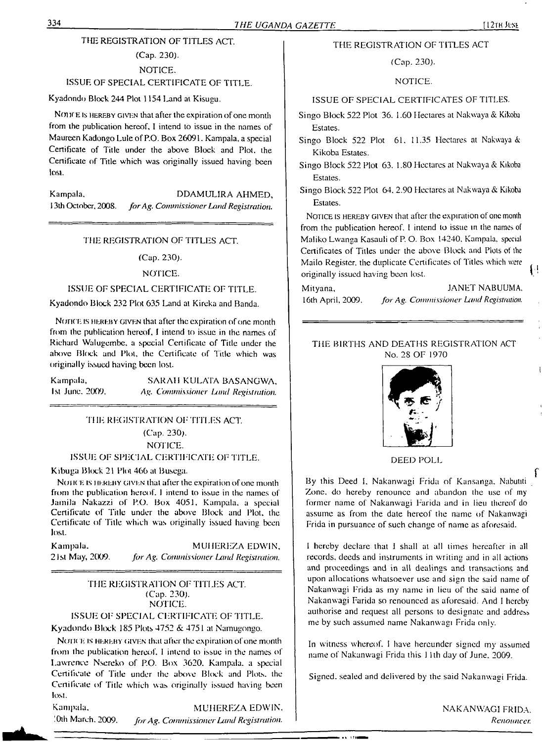THE REGISTRATION OF TITLES ACT.

(Cap. 230).

NOTICE.

ISSUE OF SPECIAL CERTIFICATE OF TITLE.

Kyadondo Block 244 Plot 1154 Land at Kisugu.

NOTICE IS HEREBY GIVEN that after the expiration of one month from the publication hereof, I intend to issue in the names of Maureen Kadongo Lule of P.O. Box 26091, Kampala, a special Certificate of Title under the above Block and Plot, the Certificate of Title which was originally issued having been lost.

Kampala, 13th October, 2008.

DDAMULIRA AHMED,
*for Ag. Commissioner Land Registration.*

---

THE REGISTRATION OF TITLES ACT.

(Cap. 230).

NOTICE.

ISSUE OF SPECIAL CERTIFICATE OF TITLE.

Kyadondo Block 232 Plot 635 Land at Kireka and Banda.

NOTICE IS HEREBY GIVEN that after the expiration of one month from the publication hereof, I intend to issue in the names of Richard Walugembe, a special Certificate of Title under the above Block and Plot, the Certificate of Title which was originally issued having been lost.

Kampala, 1st June, 2009.

SARAH KULATA BASANGWA,
*Ag. Commissioner Land Registration.*

---

THE REGISTRATION OF TITLES ACT.

(Cap. 230).

NOTICE.

ISSUE OF SPECIAL CERTIFICATE OF TITLE.

Kibuga Block 21 Plot 466 at Busega.

NOTICE IS HEREBY GIVEN that after the expiration of one month from the publication hereof, I intend to issue in the names of Jamila Nakazzi of P.O. Box 4051, Kampala, a special Certificate of Title under the above Block and Plot, the Certificate of Title which was originally issued having been lost.

Kampala, 21st May, 2009.

MUHEREZA EDWIN,
*for Ag. Commissioner Land Registration.*

---

THE REGISTRATION OF TITLES ACT.

(Cap. 230).

NOTICE.

ISSUE OF SPECIAL CERTIFICATE OF TITLE.

Kyadondo Block 185 Plots 4752 & 4751 at Namugongo.

NOTICE IS HEREBY GIVEN that after the expiration of one month from the publication hereof, I intend to issue in the names of Lawrence Nsereko of P.O. Box 3620, Kampala, a special Certificate of Title under the above Block and Plots, the Certificate of Title which was originally issued having been lost.

Kampala, 10th March, 2009.

MUHEREZA EDWIN,
*for Ag. Commissioner Land Registration.*

---

THE REGISTRATION OF TITLES ACT

(Cap. 230).

NOTICE.

ISSUE OF SPECIAL CERTIFICATES OF TITLES.

Singo Block 522 Plot 36, 1.60 Hectares at Nakwaya & Kikoba Estates.

Singo Block 522 Plot 61, 11.35 Hectares at Nakwaya & Kikoba Estates.

Singo Block 522 Plot 63, 1.80 Hectares at Nakwaya & Kikoba Estates.

Singo Block 522 Plot 64, 2.90 Hectares at Nakwaya & Kikoba Estates.

NOTICE IS HEREBY GIVEN that after the expiration of one month from the publication hereof, I intend to issue in the names of Maliko Lwanga Kasauli of P. O. Box 14240, Kampala, special Certificates of Titles under the above Block and Plots of the Mailo Register, the duplicate Certificates of Titles which were originally issued having been lost.

Mityana, 16th April, 2009.

JANET NABUUMA,
*for Ag. Commissioner Land Registration.*

---

THE BIRTHS AND DEATHS REGISTRATION ACT
No. 28 OF 1970

DEED POLL

By this Deed I, Nakanwagi Frida of Kansanga, Nabututi Zone, do hereby renounce and abandon the use of my former name of Nakanwagi Farida and in lieu thereof do assume as from the date hereof the name of Nakanwagi Frida in pursuance of such change of name as aforesaid.

I hereby declare that I shall at all times hereafter in all records, deeds and instruments in writing and in all actions and proceedings and in all dealings and transactions and upon allocations whatsoever use and sign the said name of Nakanwagi Frida as my name in lieu of the said name of Nakanwagi Farida so renounced as aforesaid. And I hereby authorise and request all persons to designate and address me by such assumed name Nakanwagi Frida only.

In witness whereof, I have hereunder signed my assumed name of Nakanwagi Frida this 11th day of June, 2009.

Signed, sealed and delivered by the said Nakanwagi Frida.

NAKANWAGI FRIDA,
*Renouncer.*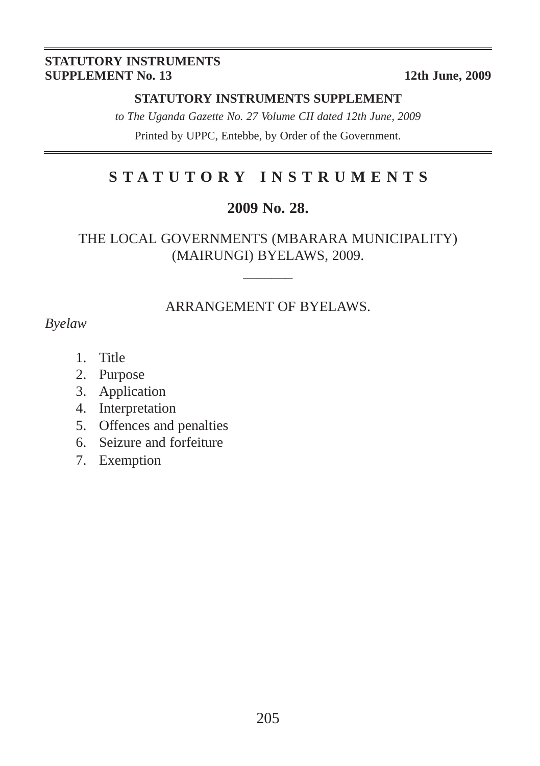STATUTORY INSTRUMENTS
SUPPLEMENT No. 13 — 12th June, 2009

**STATUTORY INSTRUMENTS SUPPLEMENT**

*to The Uganda Gazette No. 27 Volume CII dated 12th June, 2009*

Printed by UPPC, Entebbe, by Order of the Government.

# STATUTORY INSTRUMENTS

## 2009 No. 28.

## THE LOCAL GOVERNMENTS (MBARARA MUNICIPALITY) (MAIRUNGI) BYELAWS, 2009.

ARRANGEMENT OF BYELAWS.

*Byelaw*

1. Title
2. Purpose
3. Application
4. Interpretation
5. Offences and penalties
6. Seizure and forfeiture
7. Exemption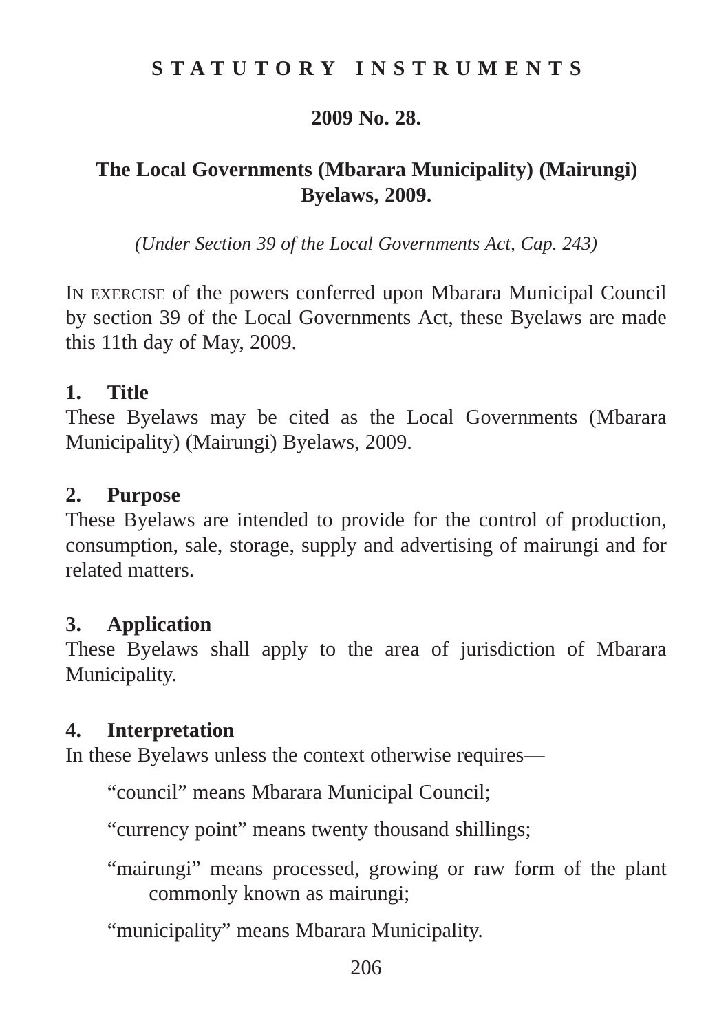**STATUTORY INSTRUMENTS**

**2009 No. 28.**

# The Local Governments (Mbarara Municipality) (Mairungi) Byelaws, 2009.

*(Under Section 39 of the Local Governments Act, Cap. 243)*

IN EXERCISE of the powers conferred upon Mbarara Municipal Council by section 39 of the Local Governments Act, these Byelaws are made this 11th day of May, 2009.

### 1. Title

These Byelaws may be cited as the Local Governments (Mbarara Municipality) (Mairungi) Byelaws, 2009.

### 2. Purpose

These Byelaws are intended to provide for the control of production, consumption, sale, storage, supply and advertising of mairungi and for related matters.

### 3. Application

These Byelaws shall apply to the area of jurisdiction of Mbarara Municipality.

### 4. Interpretation

In these Byelaws unless the context otherwise requires—

"council" means Mbarara Municipal Council;

"currency point" means twenty thousand shillings;

"mairungi" means processed, growing or raw form of the plant commonly known as mairungi;

"municipality" means Mbarara Municipality.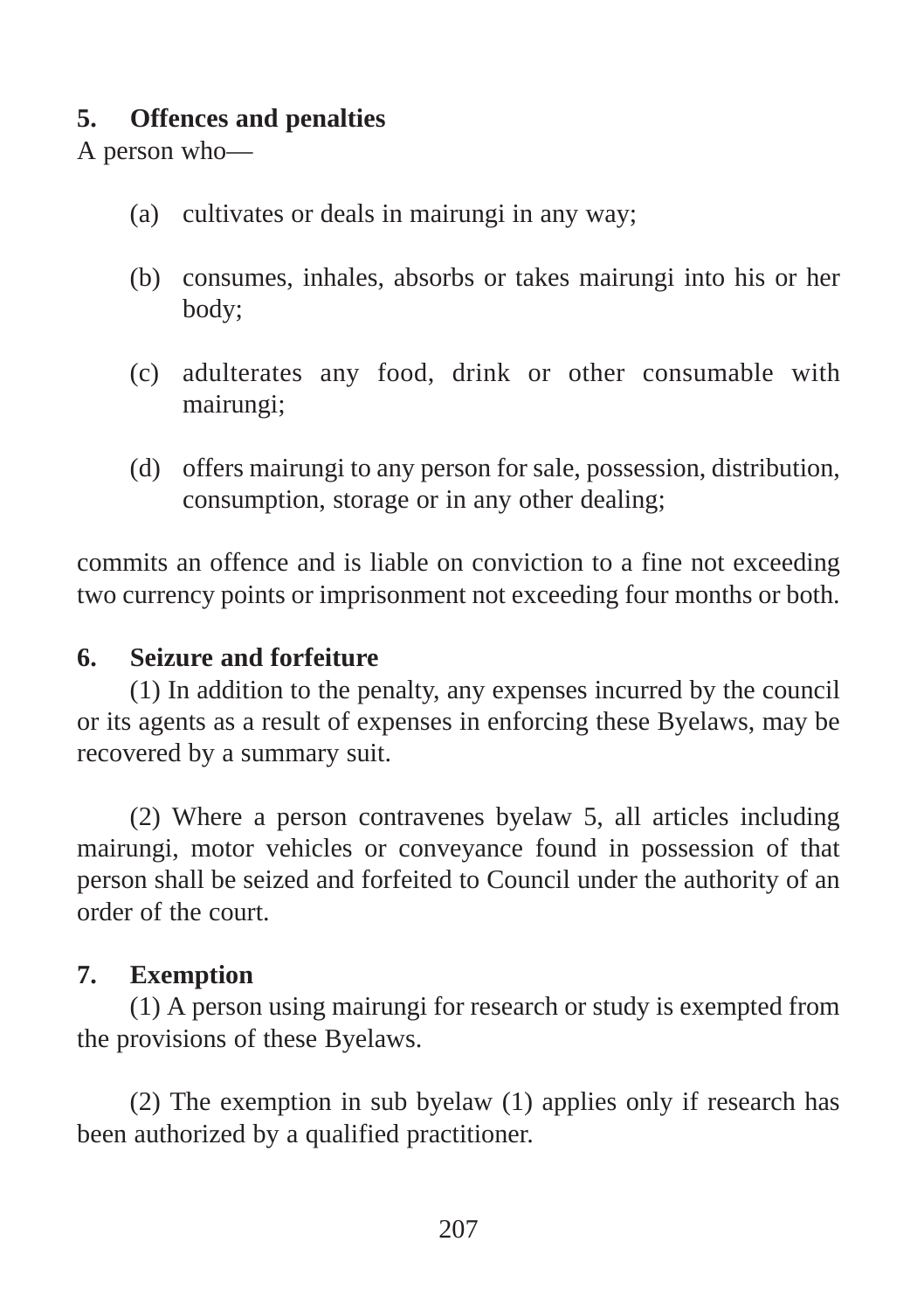**5. Offences and penalties**

A person who—

(a) cultivates or deals in mairungi in any way;

(b) consumes, inhales, absorbs or takes mairungi into his or her body;

(c) adulterates any food, drink or other consumable with mairungi;

(d) offers mairungi to any person for sale, possession, distribution, consumption, storage or in any other dealing;

commits an offence and is liable on conviction to a fine not exceeding two currency points or imprisonment not exceeding four months or both.

**6. Seizure and forfeiture**

(1) In addition to the penalty, any expenses incurred by the council or its agents as a result of expenses in enforcing these Byelaws, may be recovered by a summary suit.

(2) Where a person contravenes byelaw 5, all articles including mairungi, motor vehicles or conveyance found in possession of that person shall be seized and forfeited to Council under the authority of an order of the court.

**7. Exemption**

(1) A person using mairungi for research or study is exempted from the provisions of these Byelaws.

(2) The exemption in sub byelaw (1) applies only if research has been authorized by a qualified practitioner.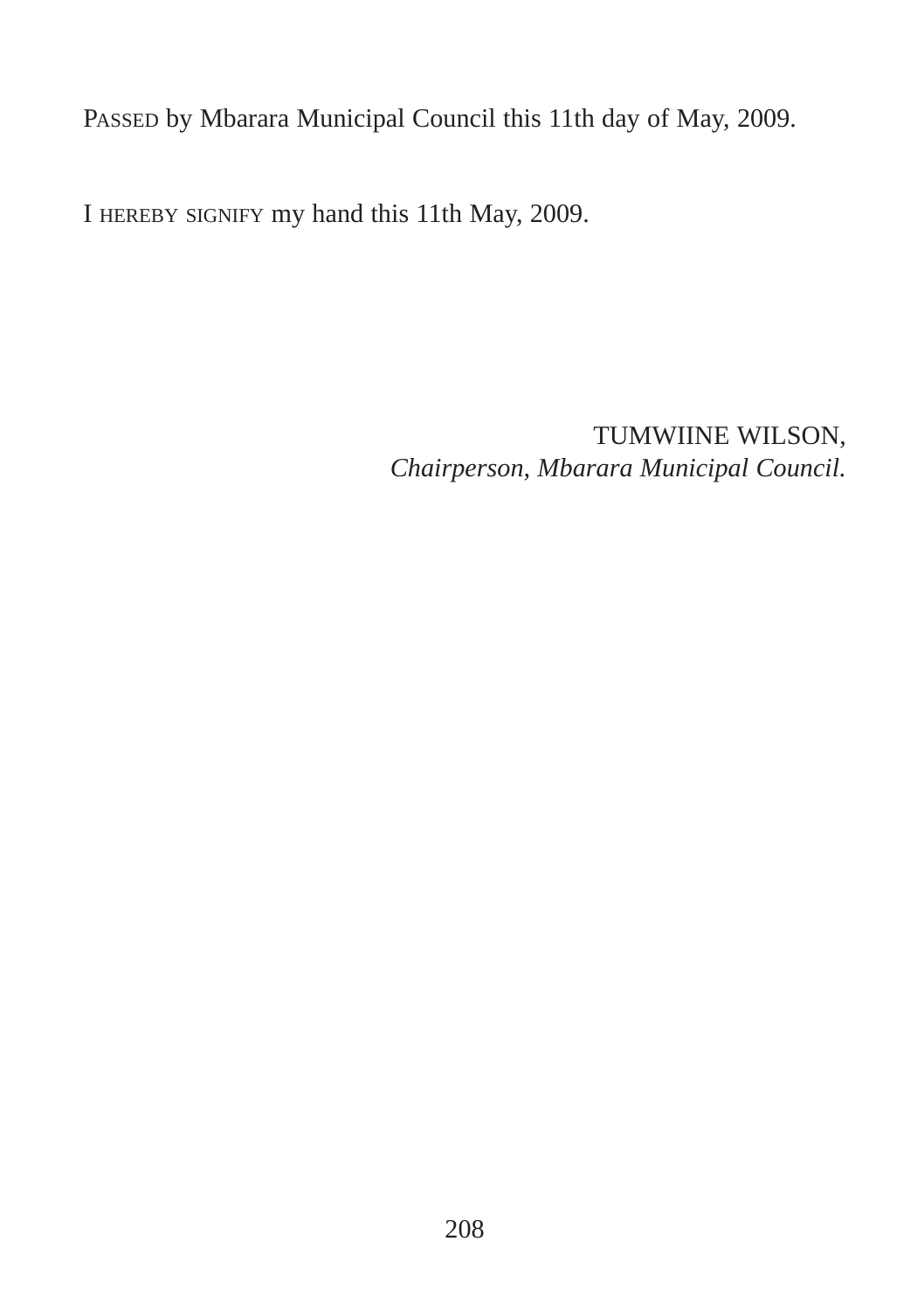PASSED by Mbarara Municipal Council this 11th day of May, 2009.

I HEREBY SIGNIFY my hand this 11th May, 2009.

TUMWIINE WILSON,
*Chairperson, Mbarara Municipal Council.*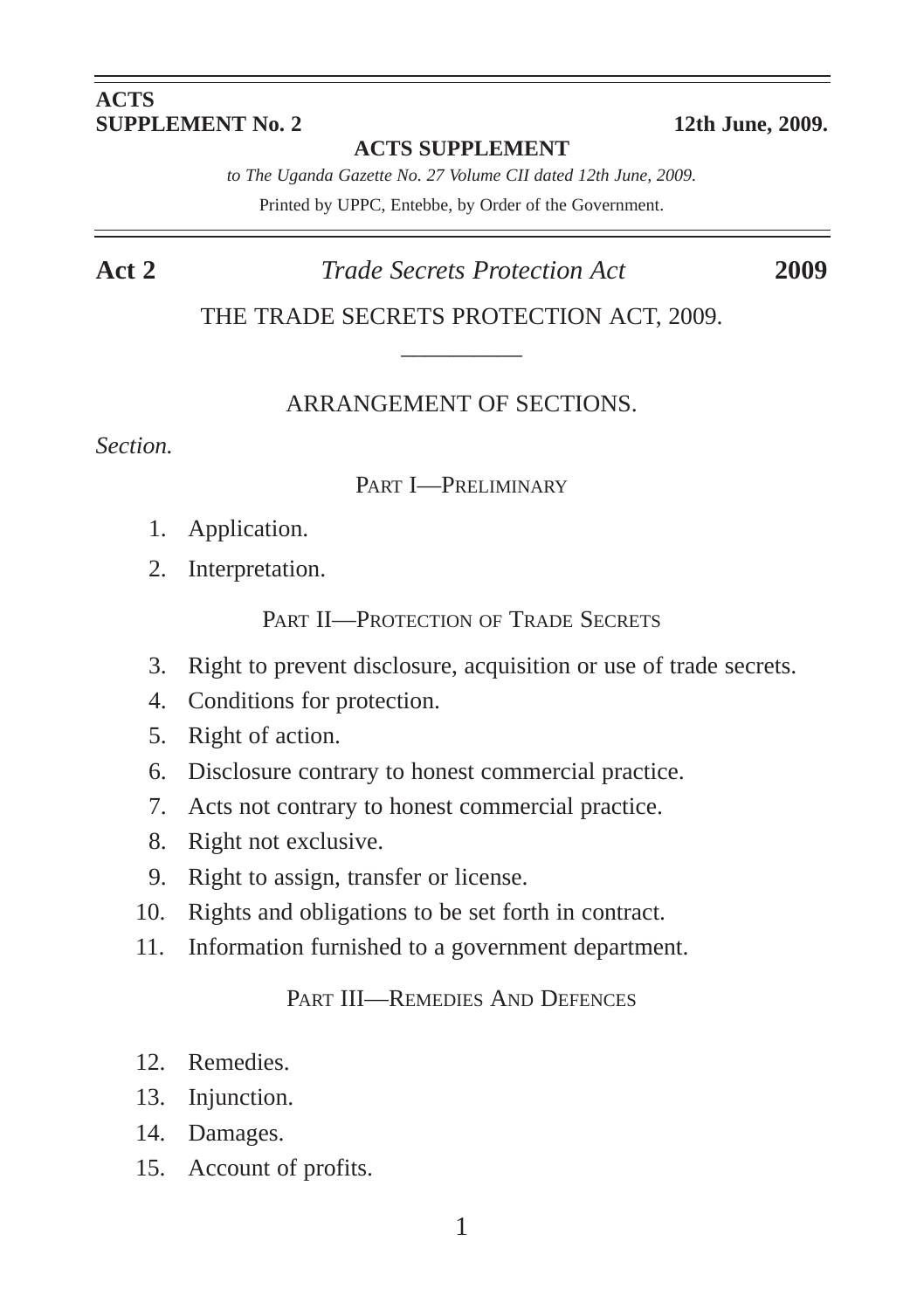**ACTS SUPPLEMENT No. 2** **12th June, 2009.**

**ACTS SUPPLEMENT**

*to The Uganda Gazette No. 27 Volume CII dated 12th June, 2009.*

Printed by UPPC, Entebbe, by Order of the Government.

**Act 2** *Trade Secrets Protection Act* **2009**

# THE TRADE SECRETS PROTECTION ACT, 2009.

## ARRANGEMENT OF SECTIONS.

*Section.*

### PART I—PRELIMINARY

1. Application.
2. Interpretation.

### PART II—PROTECTION OF TRADE SECRETS

3. Right to prevent disclosure, acquisition or use of trade secrets.
4. Conditions for protection.
5. Right of action.
6. Disclosure contrary to honest commercial practice.
7. Acts not contrary to honest commercial practice.
8. Right not exclusive.
9. Right to assign, transfer or license.
10. Rights and obligations to be set forth in contract.
11. Information furnished to a government department.

### PART III—REMEDIES AND DEFENCES

12. Remedies.
13. Injunction.
14. Damages.
15. Account of profits.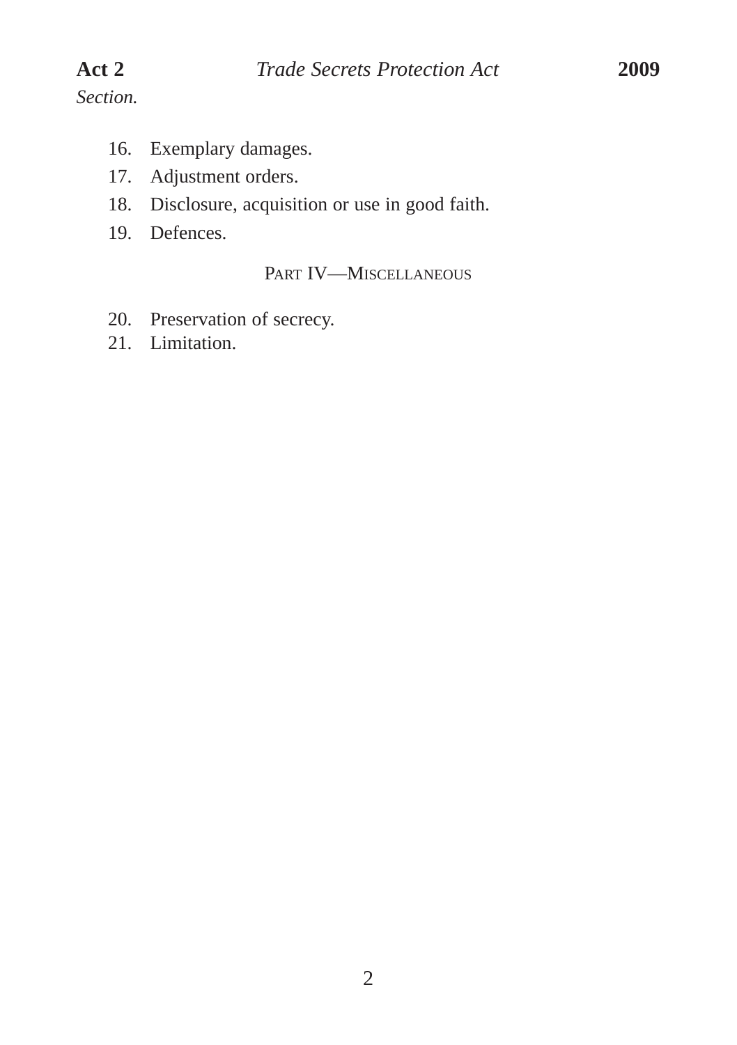*Section.*

16. Exemplary damages.
17. Adjustment orders.
18. Disclosure, acquisition or use in good faith.
19. Defences.

PART IV—MISCELLANEOUS

20. Preservation of secrecy.
21. Limitation.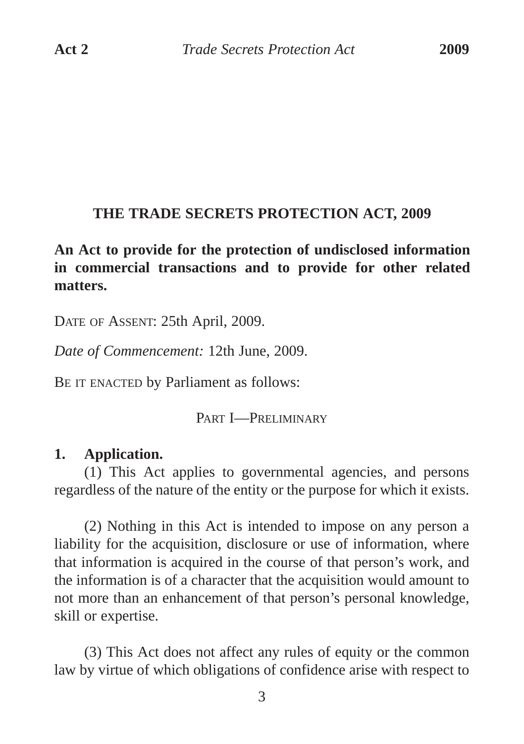# THE TRADE SECRETS PROTECTION ACT, 2009

**An Act to provide for the protection of undisclosed information in commercial transactions and to provide for other related matters.**

DATE OF ASSENT: 25th April, 2009.

*Date of Commencement:* 12th June, 2009.

BE IT ENACTED by Parliament as follows:

## PART I—PRELIMINARY

**1. Application.**

(1) This Act applies to governmental agencies, and persons regardless of the nature of the entity or the purpose for which it exists.

(2) Nothing in this Act is intended to impose on any person a liability for the acquisition, disclosure or use of information, where that information is acquired in the course of that person's work, and the information is of a character that the acquisition would amount to not more than an enhancement of that person's personal knowledge, skill or expertise.

(3) This Act does not affect any rules of equity or the common law by virtue of which obligations of confidence arise with respect to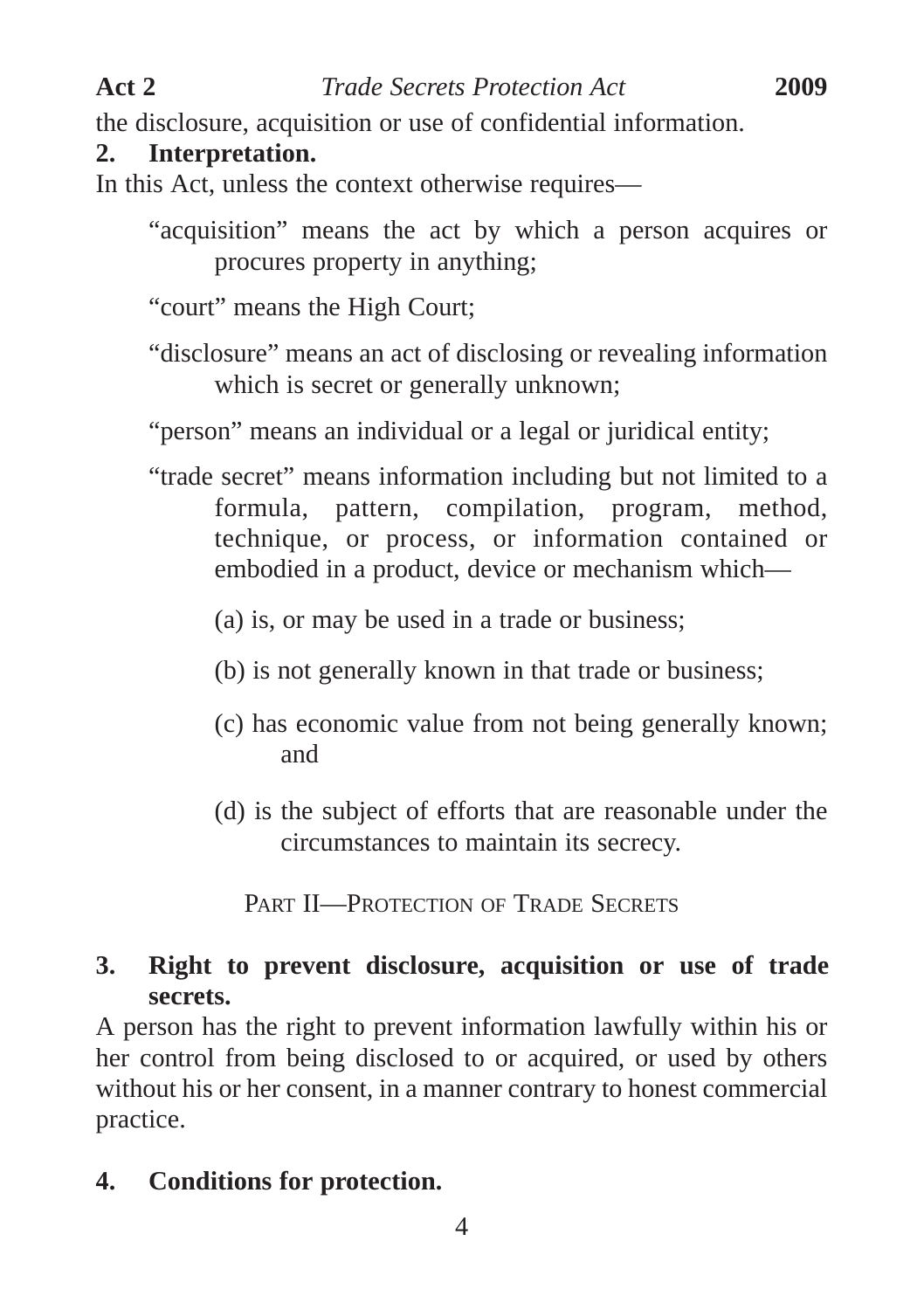the disclosure, acquisition or use of confidential information.

**2. Interpretation.**

In this Act, unless the context otherwise requires—

"acquisition" means the act by which a person acquires or procures property in anything;

"court" means the High Court;

"disclosure" means an act of disclosing or revealing information which is secret or generally unknown;

"person" means an individual or a legal or juridical entity;

"trade secret" means information including but not limited to a formula, pattern, compilation, program, method, technique, or process, or information contained or embodied in a product, device or mechanism which—

(a) is, or may be used in a trade or business;

(b) is not generally known in that trade or business;

(c) has economic value from not being generally known; and

(d) is the subject of efforts that are reasonable under the circumstances to maintain its secrecy.

## PART II—PROTECTION OF TRADE SECRETS

**3. Right to prevent disclosure, acquisition or use of trade secrets.**

A person has the right to prevent information lawfully within his or her control from being disclosed to or acquired, or used by others without his or her consent, in a manner contrary to honest commercial practice.

**4. Conditions for protection.**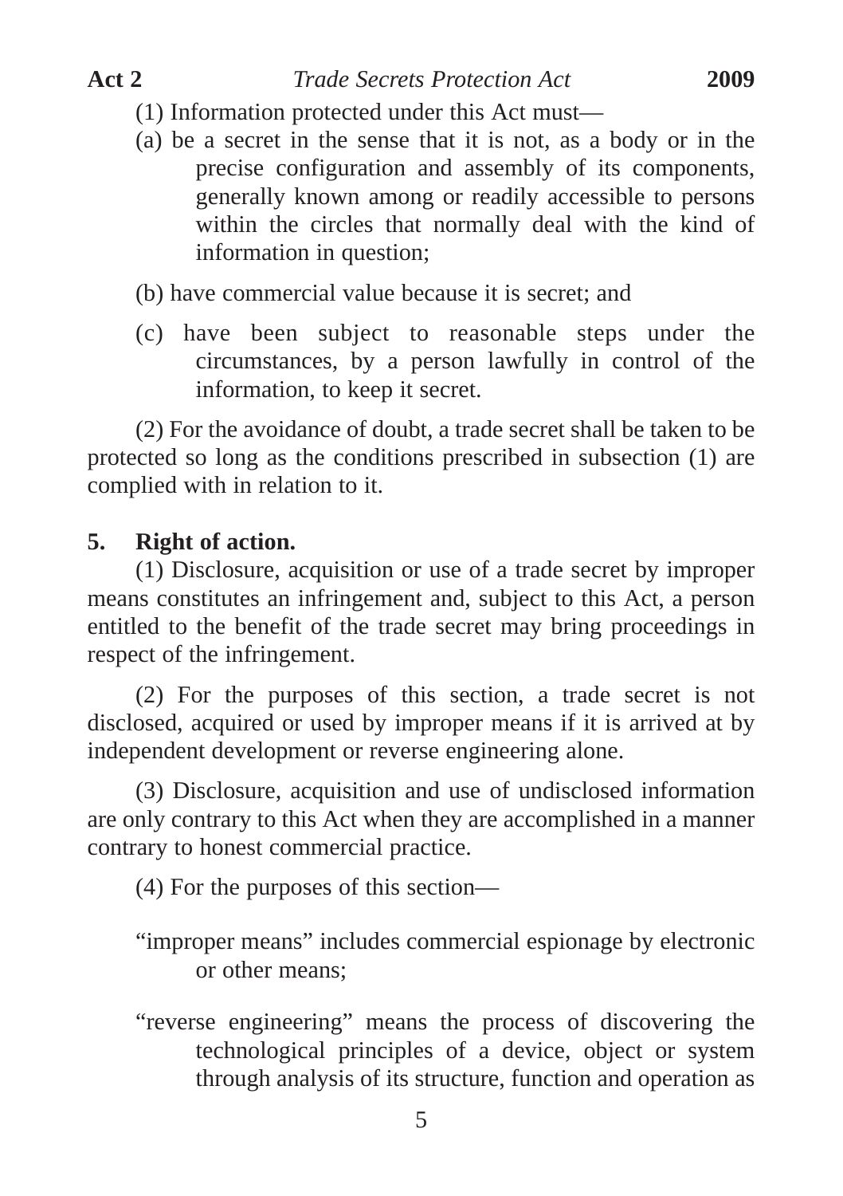(1) Information protected under this Act must—

(a) be a secret in the sense that it is not, as a body or in the precise configuration and assembly of its components, generally known among or readily accessible to persons within the circles that normally deal with the kind of information in question;

(b) have commercial value because it is secret; and

(c) have been subject to reasonable steps under the circumstances, by a person lawfully in control of the information, to keep it secret.

(2) For the avoidance of doubt, a trade secret shall be taken to be protected so long as the conditions prescribed in subsection (1) are complied with in relation to it.

**5. Right of action.**

(1) Disclosure, acquisition or use of a trade secret by improper means constitutes an infringement and, subject to this Act, a person entitled to the benefit of the trade secret may bring proceedings in respect of the infringement.

(2) For the purposes of this section, a trade secret is not disclosed, acquired or used by improper means if it is arrived at by independent development or reverse engineering alone.

(3) Disclosure, acquisition and use of undisclosed information are only contrary to this Act when they are accomplished in a manner contrary to honest commercial practice.

(4) For the purposes of this section—

"improper means" includes commercial espionage by electronic or other means;

"reverse engineering" means the process of discovering the technological principles of a device, object or system through analysis of its structure, function and operation as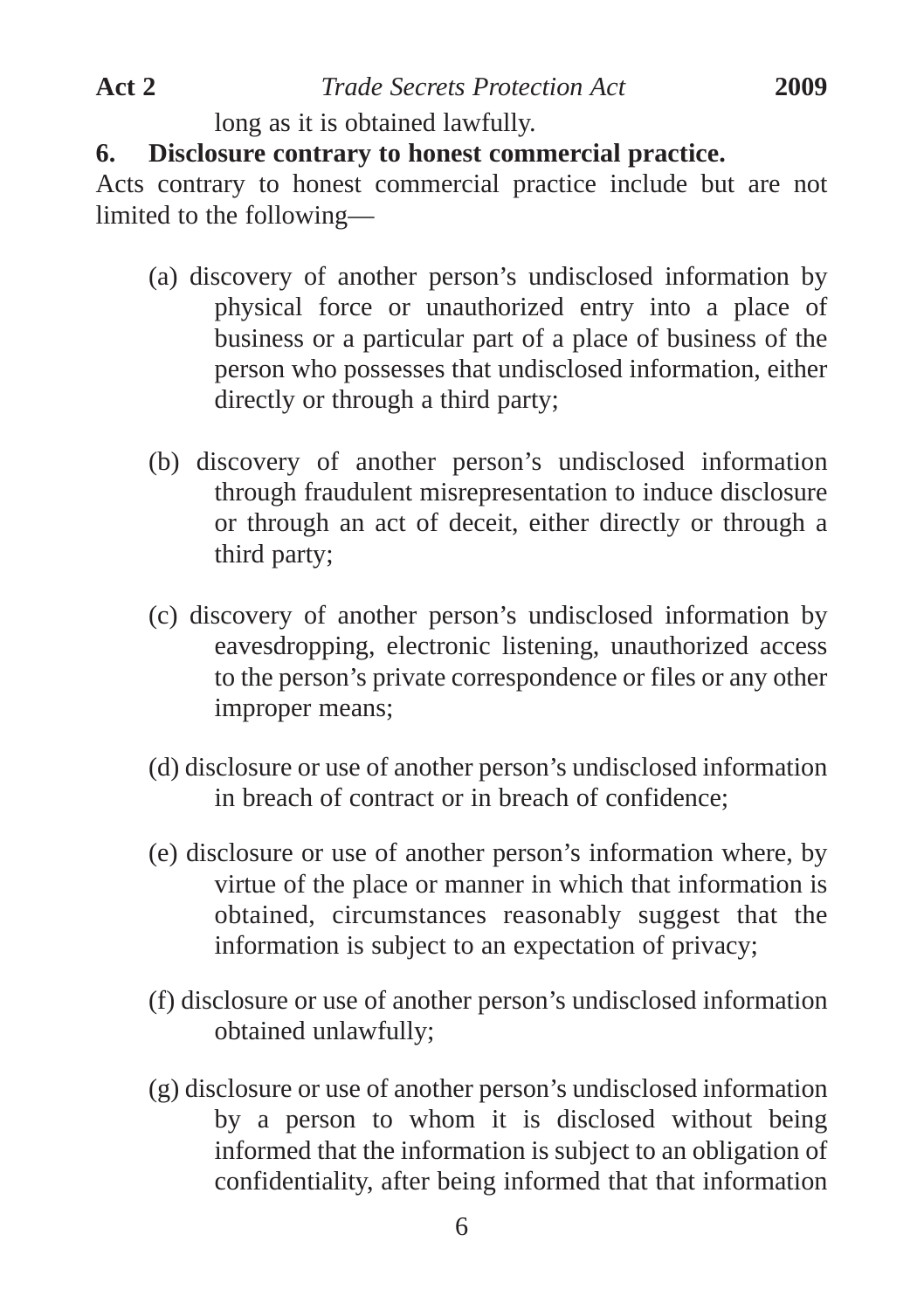long as it is obtained lawfully.

**6. Disclosure contrary to honest commercial practice.**

Acts contrary to honest commercial practice include but are not limited to the following—

(a) discovery of another person's undisclosed information by physical force or unauthorized entry into a place of business or a particular part of a place of business of the person who possesses that undisclosed information, either directly or through a third party;

(b) discovery of another person's undisclosed information through fraudulent misrepresentation to induce disclosure or through an act of deceit, either directly or through a third party;

(c) discovery of another person's undisclosed information by eavesdropping, electronic listening, unauthorized access to the person's private correspondence or files or any other improper means;

(d) disclosure or use of another person's undisclosed information in breach of contract or in breach of confidence;

(e) disclosure or use of another person's information where, by virtue of the place or manner in which that information is obtained, circumstances reasonably suggest that the information is subject to an expectation of privacy;

(f) disclosure or use of another person's undisclosed information obtained unlawfully;

(g) disclosure or use of another person's undisclosed information by a person to whom it is disclosed without being informed that the information is subject to an obligation of confidentiality, after being informed that that information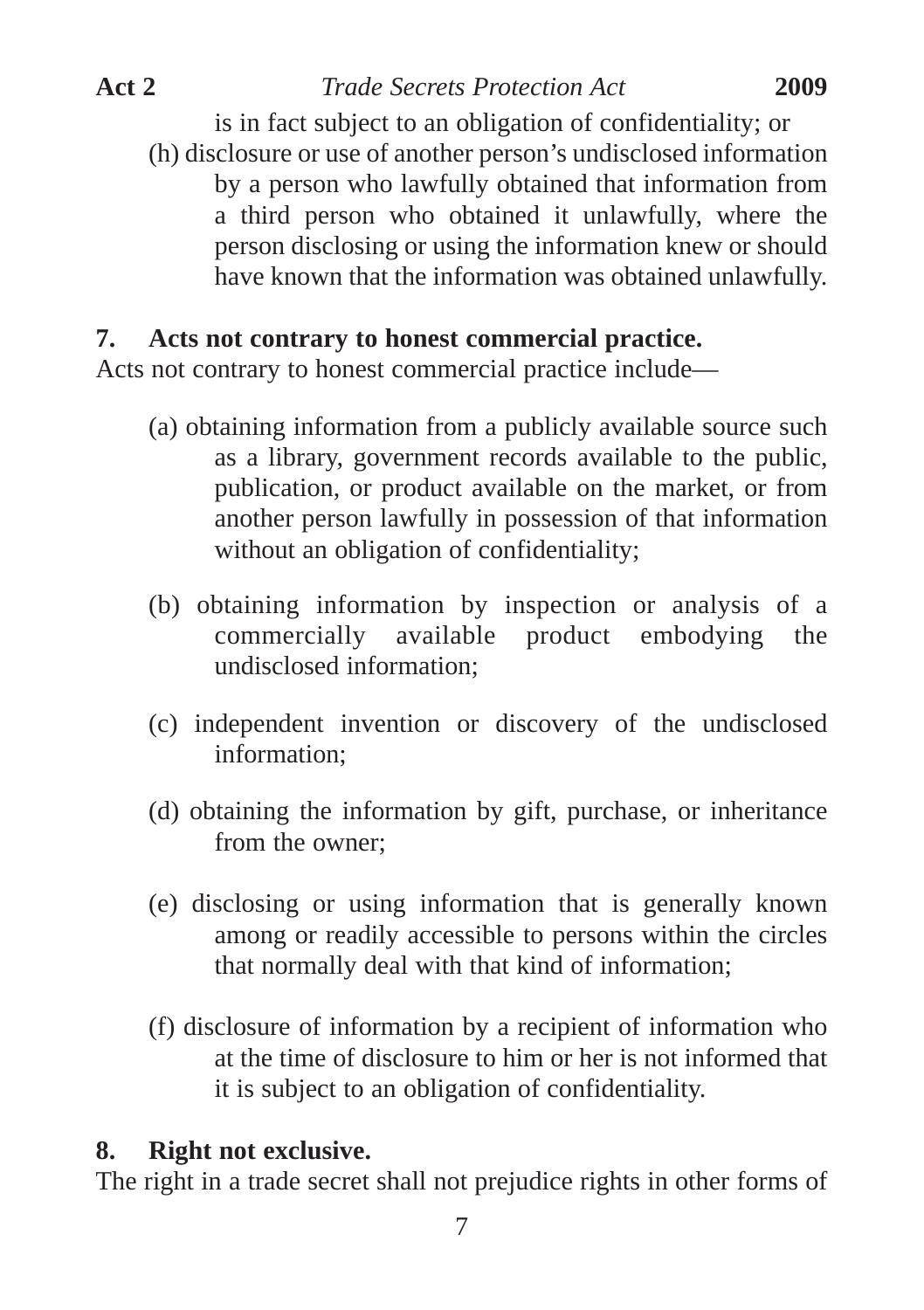is in fact subject to an obligation of confidentiality; or

(h) disclosure or use of another person's undisclosed information by a person who lawfully obtained that information from a third person who obtained it unlawfully, where the person disclosing or using the information knew or should have known that the information was obtained unlawfully.

## 7. Acts not contrary to honest commercial practice.

Acts not contrary to honest commercial practice include—

(a) obtaining information from a publicly available source such as a library, government records available to the public, publication, or product available on the market, or from another person lawfully in possession of that information without an obligation of confidentiality;

(b) obtaining information by inspection or analysis of a commercially available product embodying the undisclosed information;

(c) independent invention or discovery of the undisclosed information;

(d) obtaining the information by gift, purchase, or inheritance from the owner;

(e) disclosing or using information that is generally known among or readily accessible to persons within the circles that normally deal with that kind of information;

(f) disclosure of information by a recipient of information who at the time of disclosure to him or her is not informed that it is subject to an obligation of confidentiality.

## 8. Right not exclusive.

The right in a trade secret shall not prejudice rights in other forms of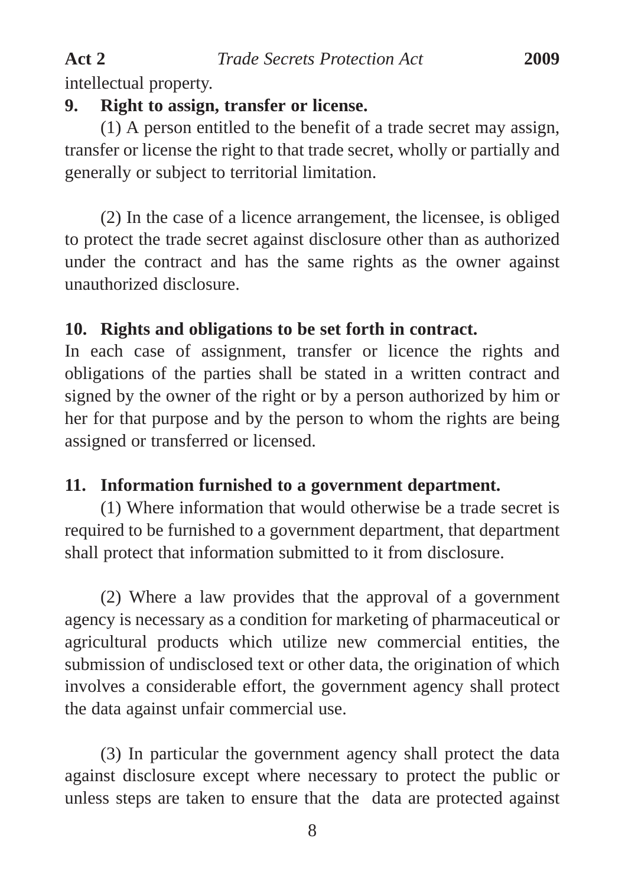intellectual property.

**9. Right to assign, transfer or license.**

(1) A person entitled to the benefit of a trade secret may assign, transfer or license the right to that trade secret, wholly or partially and generally or subject to territorial limitation.

(2) In the case of a licence arrangement, the licensee, is obliged to protect the trade secret against disclosure other than as authorized under the contract and has the same rights as the owner against unauthorized disclosure.

**10. Rights and obligations to be set forth in contract.**

In each case of assignment, transfer or licence the rights and obligations of the parties shall be stated in a written contract and signed by the owner of the right or by a person authorized by him or her for that purpose and by the person to whom the rights are being assigned or transferred or licensed.

**11. Information furnished to a government department.**

(1) Where information that would otherwise be a trade secret is required to be furnished to a government department, that department shall protect that information submitted to it from disclosure.

(2) Where a law provides that the approval of a government agency is necessary as a condition for marketing of pharmaceutical or agricultural products which utilize new commercial entities, the submission of undisclosed text or other data, the origination of which involves a considerable effort, the government agency shall protect the data against unfair commercial use.

(3) In particular the government agency shall protect the data against disclosure except where necessary to protect the public or unless steps are taken to ensure that the data are protected against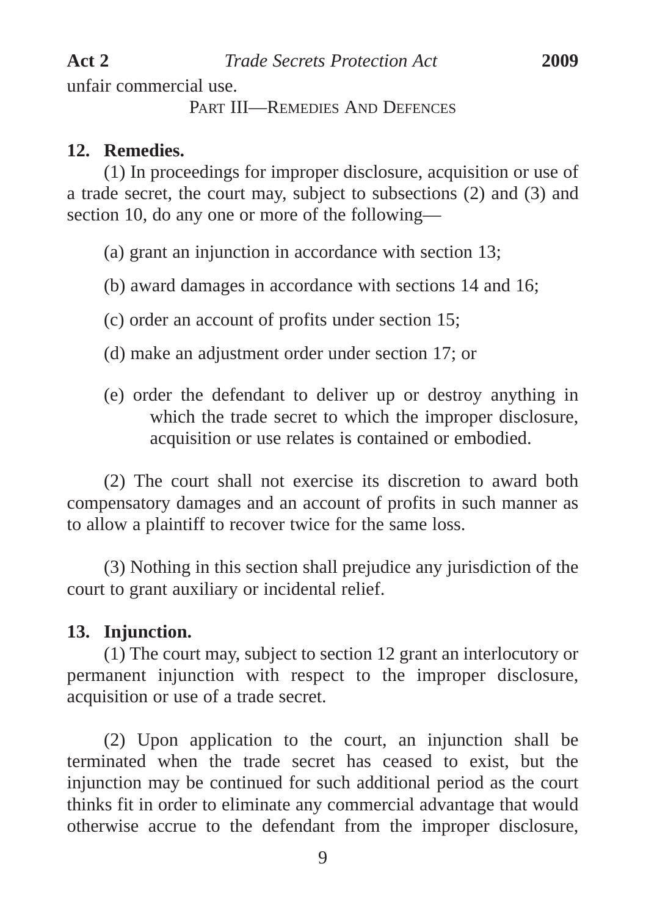unfair commercial use.

## PART III—REMEDIES AND DEFENCES

### 12. Remedies.

(1) In proceedings for improper disclosure, acquisition or use of a trade secret, the court may, subject to subsections (2) and (3) and section 10, do any one or more of the following—

(a) grant an injunction in accordance with section 13;

(b) award damages in accordance with sections 14 and 16;

(c) order an account of profits under section 15;

(d) make an adjustment order under section 17; or

(e) order the defendant to deliver up or destroy anything in which the trade secret to which the improper disclosure, acquisition or use relates is contained or embodied.

(2) The court shall not exercise its discretion to award both compensatory damages and an account of profits in such manner as to allow a plaintiff to recover twice for the same loss.

(3) Nothing in this section shall prejudice any jurisdiction of the court to grant auxiliary or incidental relief.

### 13. Injunction.

(1) The court may, subject to section 12 grant an interlocutory or permanent injunction with respect to the improper disclosure, acquisition or use of a trade secret.

(2) Upon application to the court, an injunction shall be terminated when the trade secret has ceased to exist, but the injunction may be continued for such additional period as the court thinks fit in order to eliminate any commercial advantage that would otherwise accrue to the defendant from the improper disclosure,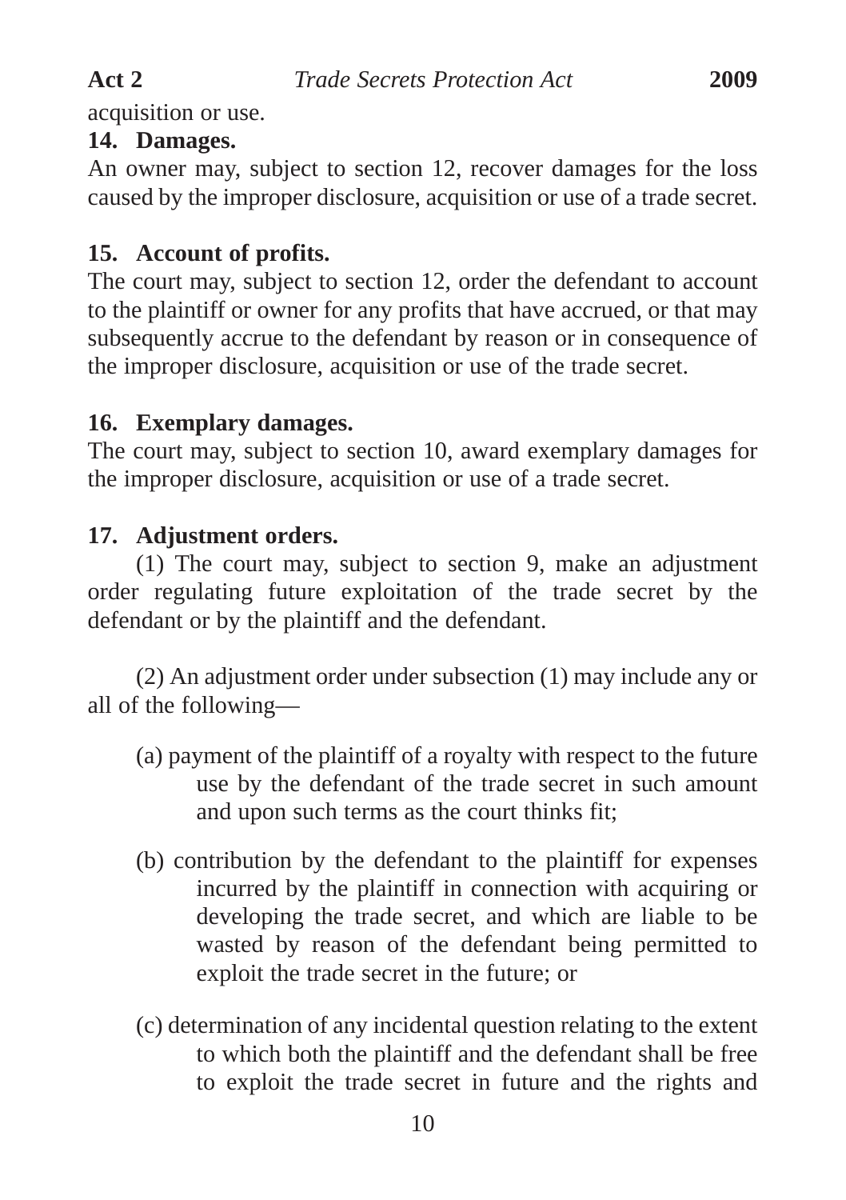acquisition or use.

**14. Damages.**

An owner may, subject to section 12, recover damages for the loss caused by the improper disclosure, acquisition or use of a trade secret.

**15. Account of profits.**

The court may, subject to section 12, order the defendant to account to the plaintiff or owner for any profits that have accrued, or that may subsequently accrue to the defendant by reason or in consequence of the improper disclosure, acquisition or use of the trade secret.

**16. Exemplary damages.**

The court may, subject to section 10, award exemplary damages for the improper disclosure, acquisition or use of a trade secret.

**17. Adjustment orders.**

(1) The court may, subject to section 9, make an adjustment order regulating future exploitation of the trade secret by the defendant or by the plaintiff and the defendant.

(2) An adjustment order under subsection (1) may include any or all of the following—

(a) payment of the plaintiff of a royalty with respect to the future use by the defendant of the trade secret in such amount and upon such terms as the court thinks fit;

(b) contribution by the defendant to the plaintiff for expenses incurred by the plaintiff in connection with acquiring or developing the trade secret, and which are liable to be wasted by reason of the defendant being permitted to exploit the trade secret in the future; or

(c) determination of any incidental question relating to the extent to which both the plaintiff and the defendant shall be free to exploit the trade secret in future and the rights and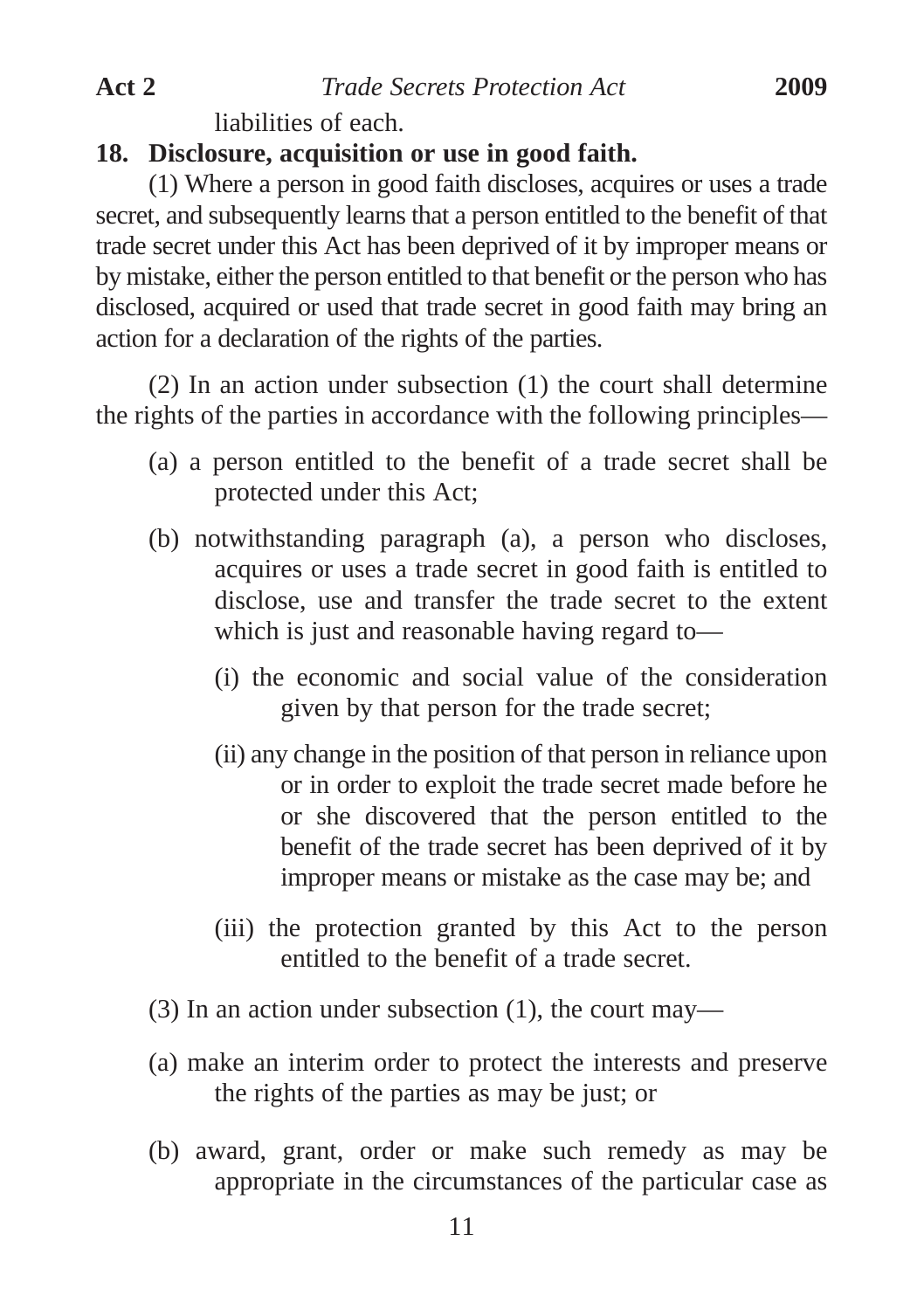liabilities of each.

**18. Disclosure, acquisition or use in good faith.**

(1) Where a person in good faith discloses, acquires or uses a trade secret, and subsequently learns that a person entitled to the benefit of that trade secret under this Act has been deprived of it by improper means or by mistake, either the person entitled to that benefit or the person who has disclosed, acquired or used that trade secret in good faith may bring an action for a declaration of the rights of the parties.

(2) In an action under subsection (1) the court shall determine the rights of the parties in accordance with the following principles—

(a) a person entitled to the benefit of a trade secret shall be protected under this Act;

(b) notwithstanding paragraph (a), a person who discloses, acquires or uses a trade secret in good faith is entitled to disclose, use and transfer the trade secret to the extent which is just and reasonable having regard to—

(i) the economic and social value of the consideration given by that person for the trade secret;

(ii) any change in the position of that person in reliance upon or in order to exploit the trade secret made before he or she discovered that the person entitled to the benefit of the trade secret has been deprived of it by improper means or mistake as the case may be; and

(iii) the protection granted by this Act to the person entitled to the benefit of a trade secret.

(3) In an action under subsection (1), the court may—

(a) make an interim order to protect the interests and preserve the rights of the parties as may be just; or

(b) award, grant, order or make such remedy as may be appropriate in the circumstances of the particular case as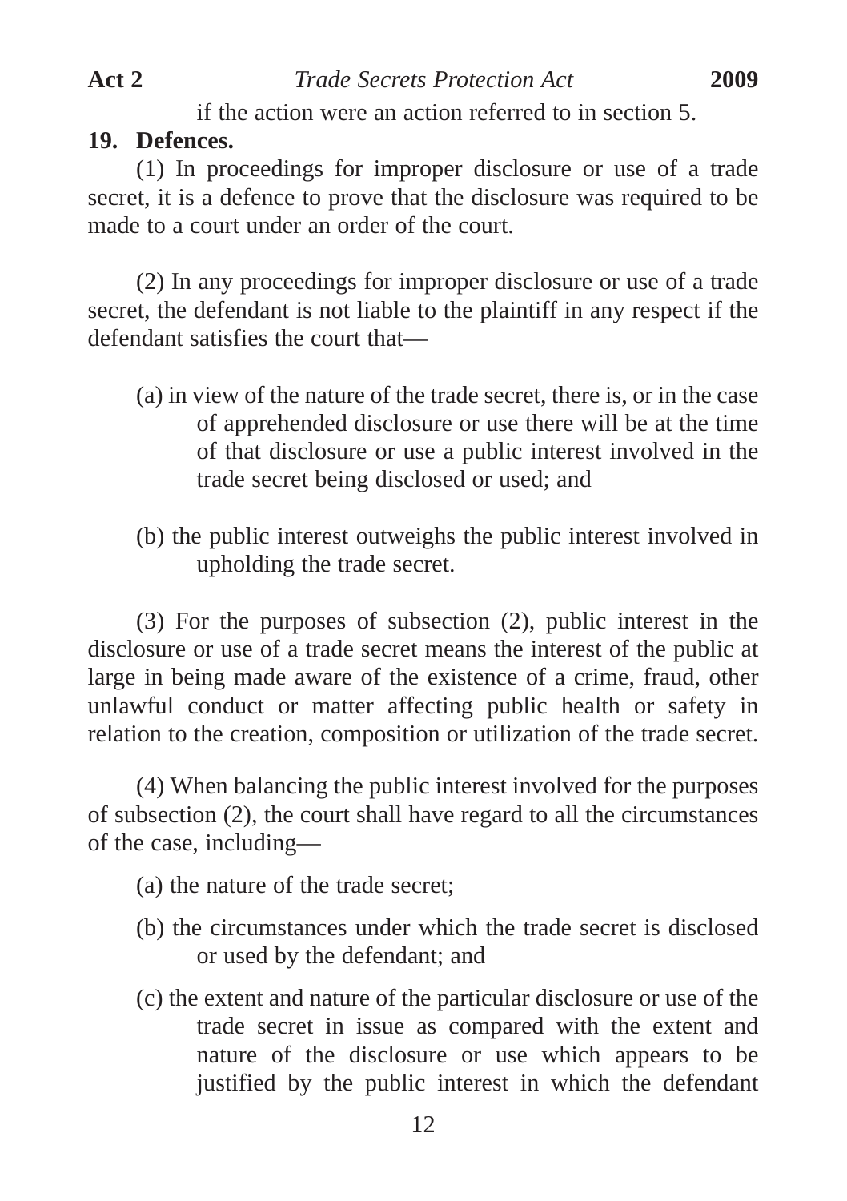if the action were an action referred to in section 5.

**19. Defences.**

(1) In proceedings for improper disclosure or use of a trade secret, it is a defence to prove that the disclosure was required to be made to a court under an order of the court.

(2) In any proceedings for improper disclosure or use of a trade secret, the defendant is not liable to the plaintiff in any respect if the defendant satisfies the court that—

(a) in view of the nature of the trade secret, there is, or in the case of apprehended disclosure or use there will be at the time of that disclosure or use a public interest involved in the trade secret being disclosed or used; and

(b) the public interest outweighs the public interest involved in upholding the trade secret.

(3) For the purposes of subsection (2), public interest in the disclosure or use of a trade secret means the interest of the public at large in being made aware of the existence of a crime, fraud, other unlawful conduct or matter affecting public health or safety in relation to the creation, composition or utilization of the trade secret.

(4) When balancing the public interest involved for the purposes of subsection (2), the court shall have regard to all the circumstances of the case, including—

(a) the nature of the trade secret;

(b) the circumstances under which the trade secret is disclosed or used by the defendant; and

(c) the extent and nature of the particular disclosure or use of the trade secret in issue as compared with the extent and nature of the disclosure or use which appears to be justified by the public interest in which the defendant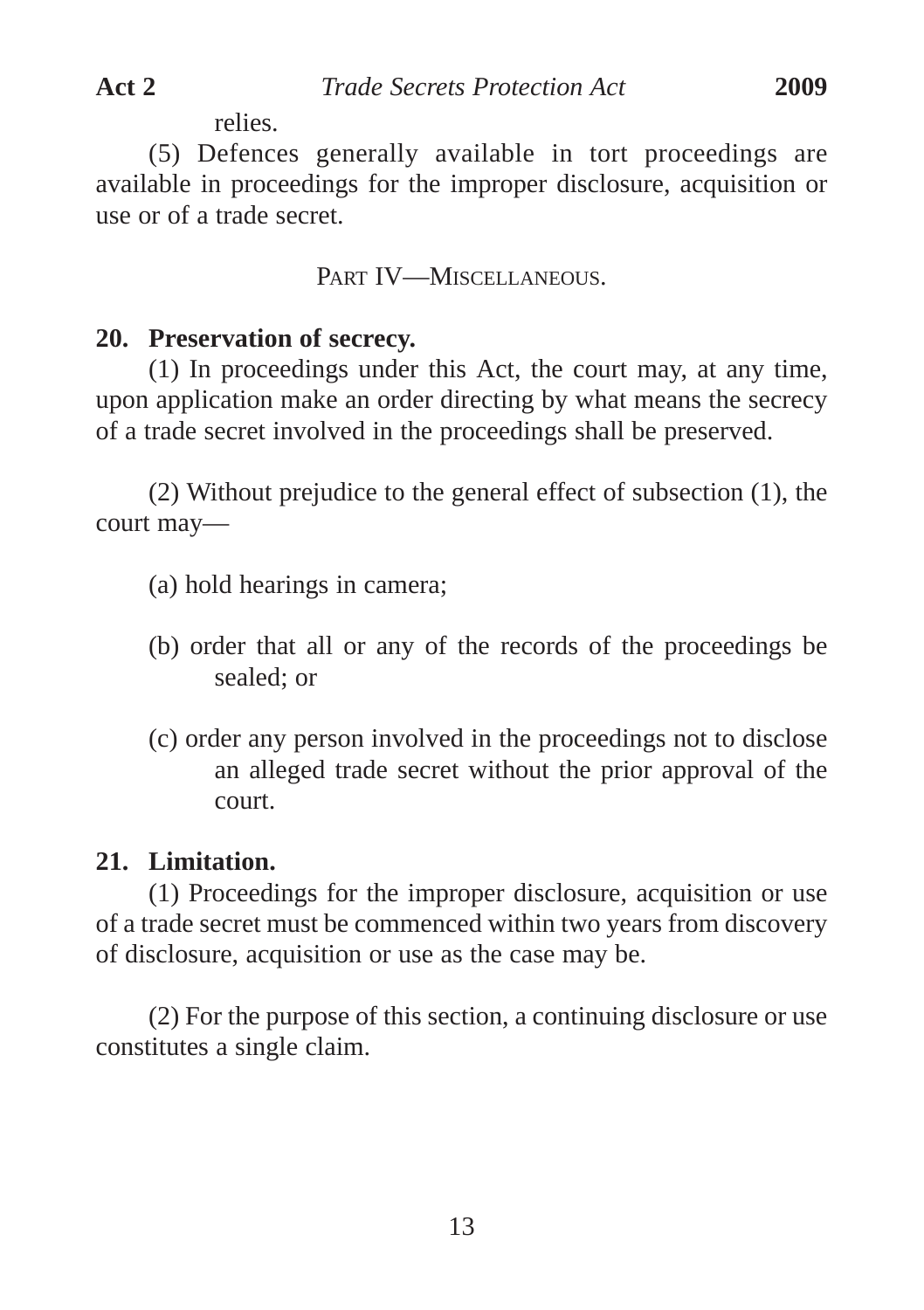relies.

(5) Defences generally available in tort proceedings are available in proceedings for the improper disclosure, acquisition or use or of a trade secret.

## PART IV—MISCELLANEOUS.

**20. Preservation of secrecy.**

(1) In proceedings under this Act, the court may, at any time, upon application make an order directing by what means the secrecy of a trade secret involved in the proceedings shall be preserved.

(2) Without prejudice to the general effect of subsection (1), the court may—

(a) hold hearings in camera;

(b) order that all or any of the records of the proceedings be sealed; or

(c) order any person involved in the proceedings not to disclose an alleged trade secret without the prior approval of the court.

**21. Limitation.**

(1) Proceedings for the improper disclosure, acquisition or use of a trade secret must be commenced within two years from discovery of disclosure, acquisition or use as the case may be.

(2) For the purpose of this section, a continuing disclosure or use constitutes a single claim.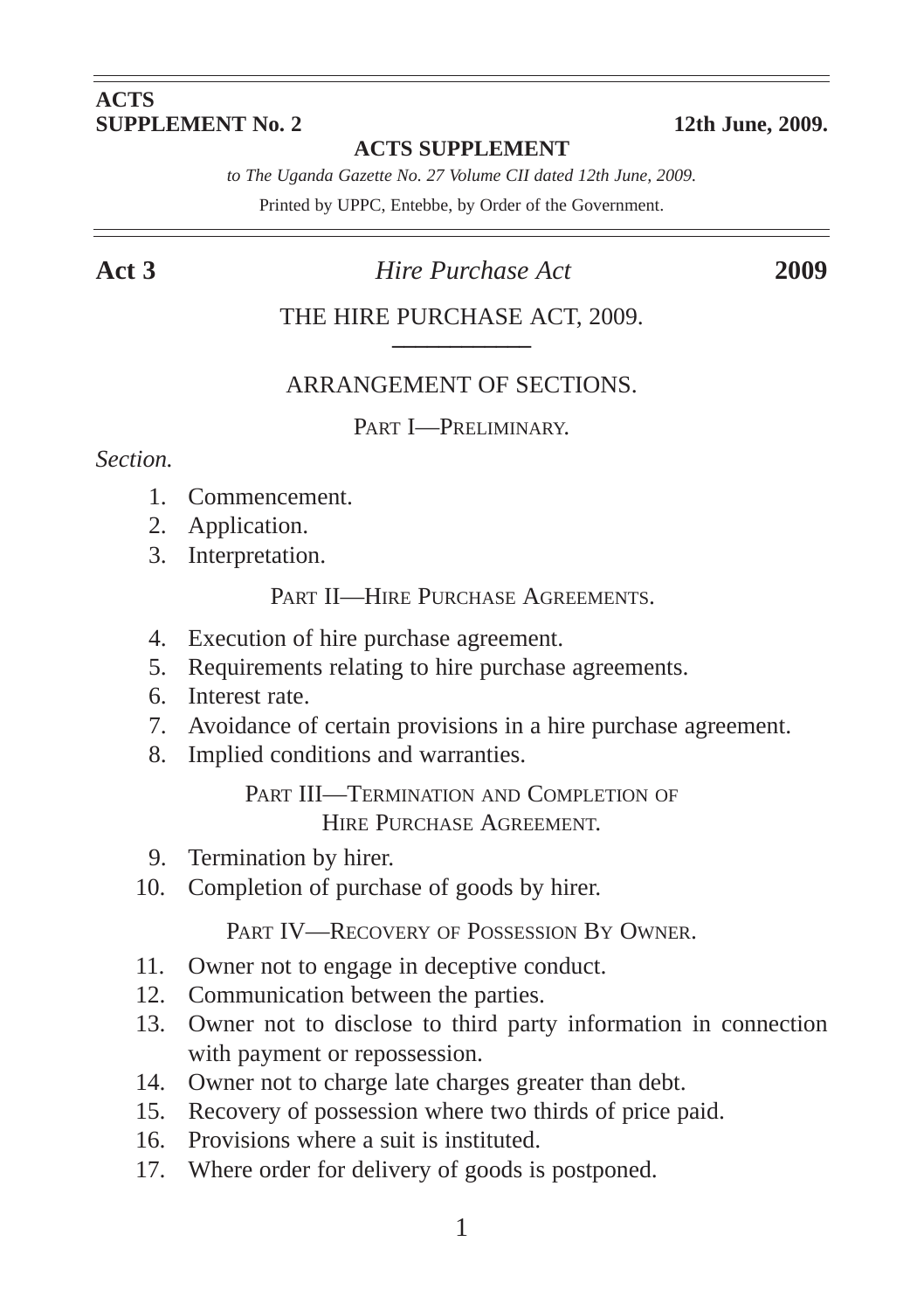**ACTS**
**SUPPLEMENT No. 2** **12th June, 2009.**

**ACTS SUPPLEMENT**

*to The Uganda Gazette No. 27 Volume CII dated 12th June, 2009.*

Printed by UPPC, Entebbe, by Order of the Government.

**Act 3** *Hire Purchase Act* **2009**

# THE HIRE PURCHASE ACT, 2009.

## ARRANGEMENT OF SECTIONS.

### PART I—PRELIMINARY.

*Section.*

1. Commencement.
2. Application.
3. Interpretation.

### PART II—HIRE PURCHASE AGREEMENTS.

4. Execution of hire purchase agreement.
5. Requirements relating to hire purchase agreements.
6. Interest rate.
7. Avoidance of certain provisions in a hire purchase agreement.
8. Implied conditions and warranties.

### PART III—TERMINATION AND COMPLETION OF HIRE PURCHASE AGREEMENT.

9. Termination by hirer.
10. Completion of purchase of goods by hirer.

### PART IV—RECOVERY OF POSSESSION BY OWNER.

11. Owner not to engage in deceptive conduct.
12. Communication between the parties.
13. Owner not to disclose to third party information in connection with payment or repossession.
14. Owner not to charge late charges greater than debt.
15. Recovery of possession where two thirds of price paid.
16. Provisions where a suit is instituted.
17. Where order for delivery of goods is postponed.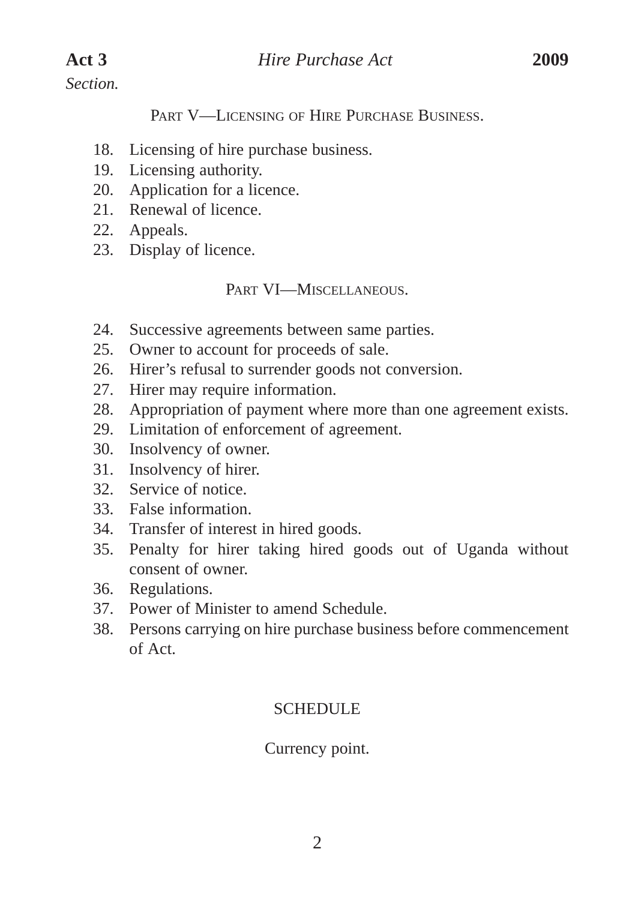*Section.*

## PART V—LICENSING OF HIRE PURCHASE BUSINESS.

18. Licensing of hire purchase business.
19. Licensing authority.
20. Application for a licence.
21. Renewal of licence.
22. Appeals.
23. Display of licence.

## PART VI—MISCELLANEOUS.

24. Successive agreements between same parties.
25. Owner to account for proceeds of sale.
26. Hirer's refusal to surrender goods not conversion.
27. Hirer may require information.
28. Appropriation of payment where more than one agreement exists.
29. Limitation of enforcement of agreement.
30. Insolvency of owner.
31. Insolvency of hirer.
32. Service of notice.
33. False information.
34. Transfer of interest in hired goods.
35. Penalty for hirer taking hired goods out of Uganda without consent of owner.
36. Regulations.
37. Power of Minister to amend Schedule.
38. Persons carrying on hire purchase business before commencement of Act.

## SCHEDULE

Currency point.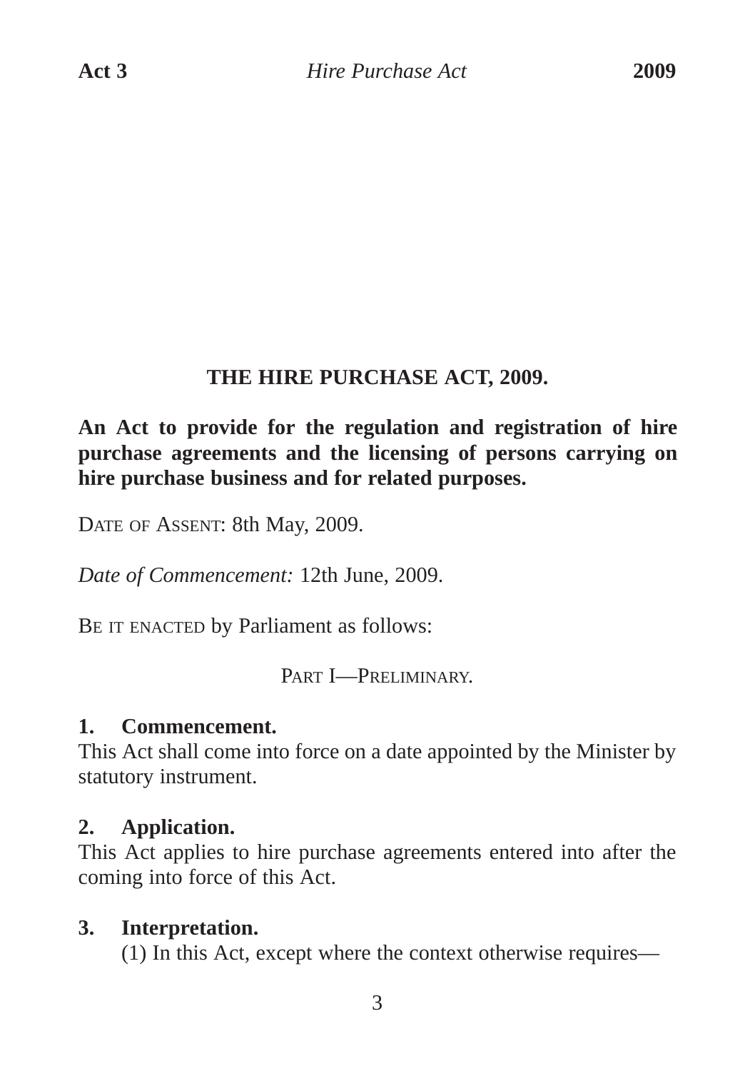# THE HIRE PURCHASE ACT, 2009.

**An Act to provide for the regulation and registration of hire purchase agreements and the licensing of persons carrying on hire purchase business and for related purposes.**

DATE OF ASSENT: 8th May, 2009.

*Date of Commencement:* 12th June, 2009.

BE IT ENACTED by Parliament as follows:

PART I—PRELIMINARY.

**1. Commencement.**

This Act shall come into force on a date appointed by the Minister by statutory instrument.

**2. Application.**

This Act applies to hire purchase agreements entered into after the coming into force of this Act.

**3. Interpretation.**

(1) In this Act, except where the context otherwise requires—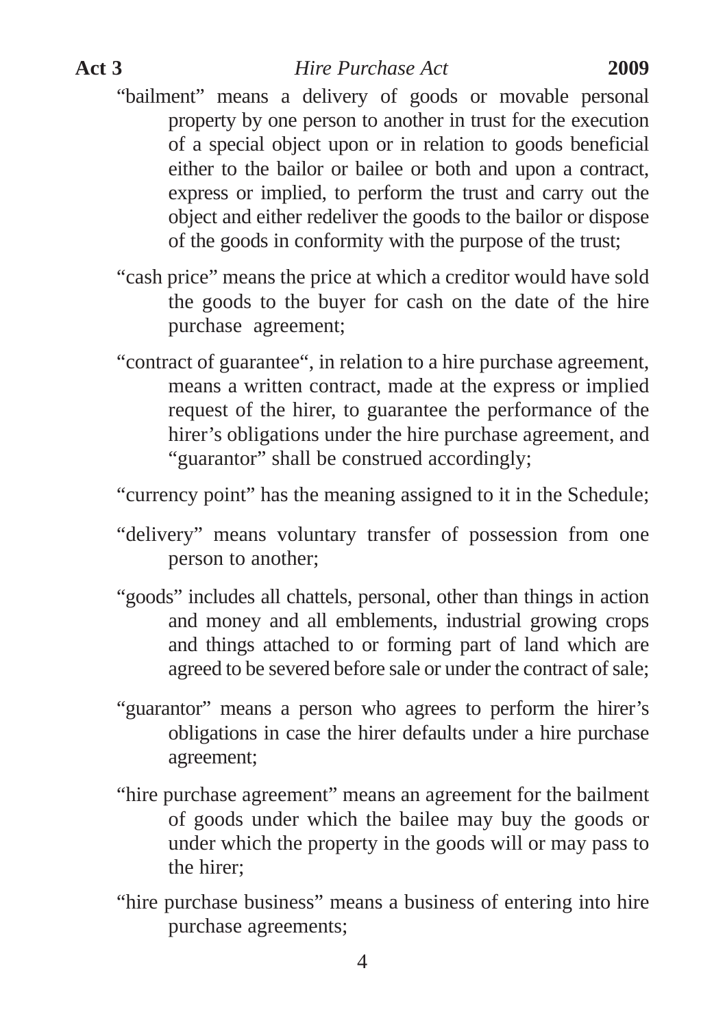"bailment" means a delivery of goods or movable personal property by one person to another in trust for the execution of a special object upon or in relation to goods beneficial either to the bailor or bailee or both and upon a contract, express or implied, to perform the trust and carry out the object and either redeliver the goods to the bailor or dispose of the goods in conformity with the purpose of the trust;

"cash price" means the price at which a creditor would have sold the goods to the buyer for cash on the date of the hire purchase agreement;

"contract of guarantee", in relation to a hire purchase agreement, means a written contract, made at the express or implied request of the hirer, to guarantee the performance of the hirer's obligations under the hire purchase agreement, and "guarantor" shall be construed accordingly;

"currency point" has the meaning assigned to it in the Schedule;

"delivery" means voluntary transfer of possession from one person to another;

"goods" includes all chattels, personal, other than things in action and money and all emblements, industrial growing crops and things attached to or forming part of land which are agreed to be severed before sale or under the contract of sale;

"guarantor" means a person who agrees to perform the hirer's obligations in case the hirer defaults under a hire purchase agreement;

"hire purchase agreement" means an agreement for the bailment of goods under which the bailee may buy the goods or under which the property in the goods will or may pass to the hirer;

"hire purchase business" means a business of entering into hire purchase agreements;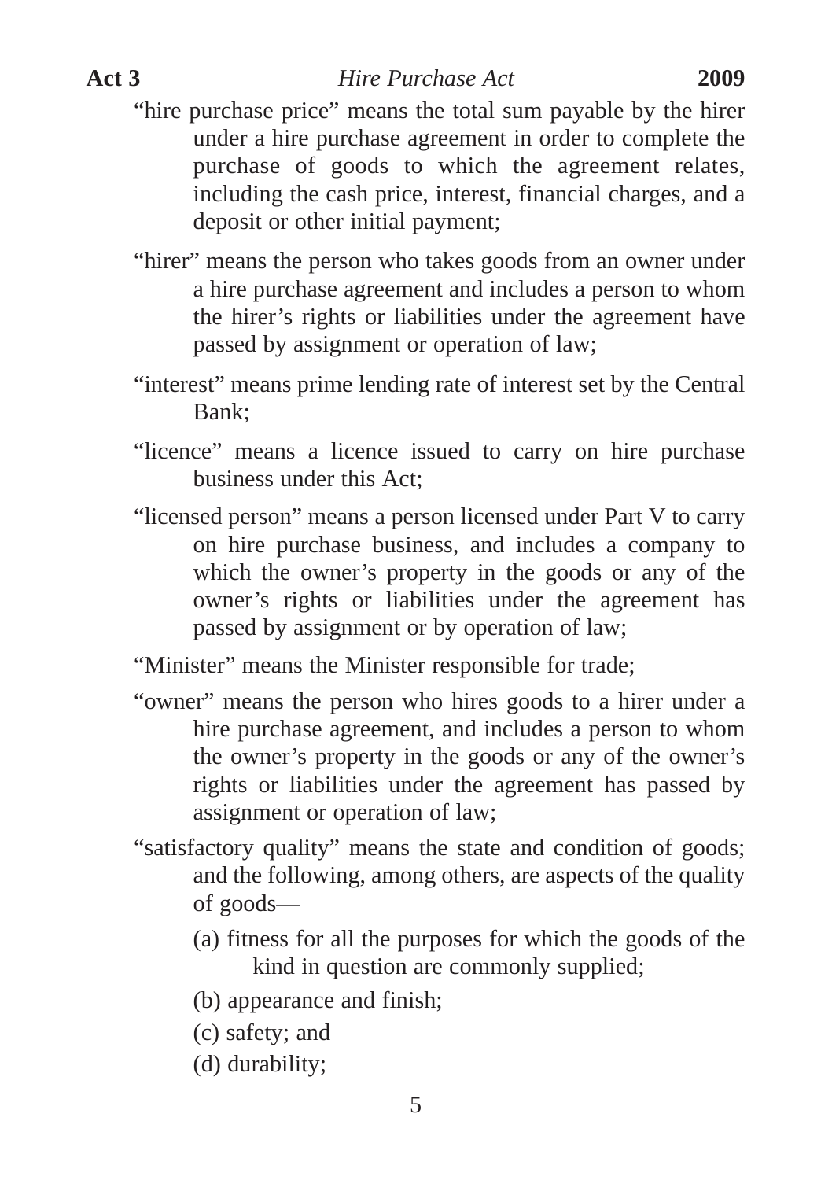"hire purchase price" means the total sum payable by the hirer under a hire purchase agreement in order to complete the purchase of goods to which the agreement relates, including the cash price, interest, financial charges, and a deposit or other initial payment;

"hirer" means the person who takes goods from an owner under a hire purchase agreement and includes a person to whom the hirer's rights or liabilities under the agreement have passed by assignment or operation of law;

"interest" means prime lending rate of interest set by the Central Bank;

"licence" means a licence issued to carry on hire purchase business under this Act;

"licensed person" means a person licensed under Part V to carry on hire purchase business, and includes a company to which the owner's property in the goods or any of the owner's rights or liabilities under the agreement has passed by assignment or by operation of law;

"Minister" means the Minister responsible for trade;

"owner" means the person who hires goods to a hirer under a hire purchase agreement, and includes a person to whom the owner's property in the goods or any of the owner's rights or liabilities under the agreement has passed by assignment or operation of law;

"satisfactory quality" means the state and condition of goods; and the following, among others, are aspects of the quality of goods—

(a) fitness for all the purposes for which the goods of the kind in question are commonly supplied;

(b) appearance and finish;

(c) safety; and

(d) durability;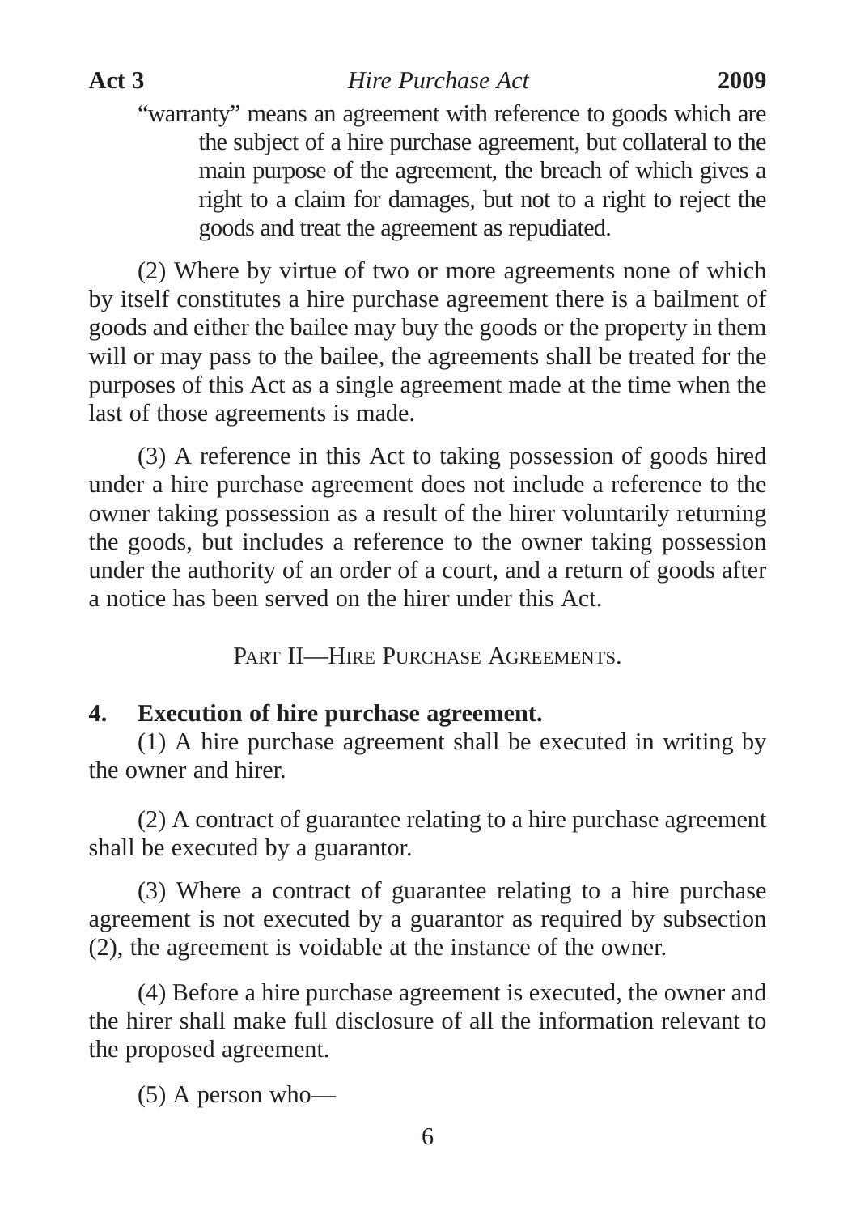"warranty" means an agreement with reference to goods which are the subject of a hire purchase agreement, but collateral to the main purpose of the agreement, the breach of which gives a right to a claim for damages, but not to a right to reject the goods and treat the agreement as repudiated.

(2) Where by virtue of two or more agreements none of which by itself constitutes a hire purchase agreement there is a bailment of goods and either the bailee may buy the goods or the property in them will or may pass to the bailee, the agreements shall be treated for the purposes of this Act as a single agreement made at the time when the last of those agreements is made.

(3) A reference in this Act to taking possession of goods hired under a hire purchase agreement does not include a reference to the owner taking possession as a result of the hirer voluntarily returning the goods, but includes a reference to the owner taking possession under the authority of an order of a court, and a return of goods after a notice has been served on the hirer under this Act.

## PART II—HIRE PURCHASE AGREEMENTS.

### 4. Execution of hire purchase agreement.

(1) A hire purchase agreement shall be executed in writing by the owner and hirer.

(2) A contract of guarantee relating to a hire purchase agreement shall be executed by a guarantor.

(3) Where a contract of guarantee relating to a hire purchase agreement is not executed by a guarantor as required by subsection (2), the agreement is voidable at the instance of the owner.

(4) Before a hire purchase agreement is executed, the owner and the hirer shall make full disclosure of all the information relevant to the proposed agreement.

(5) A person who—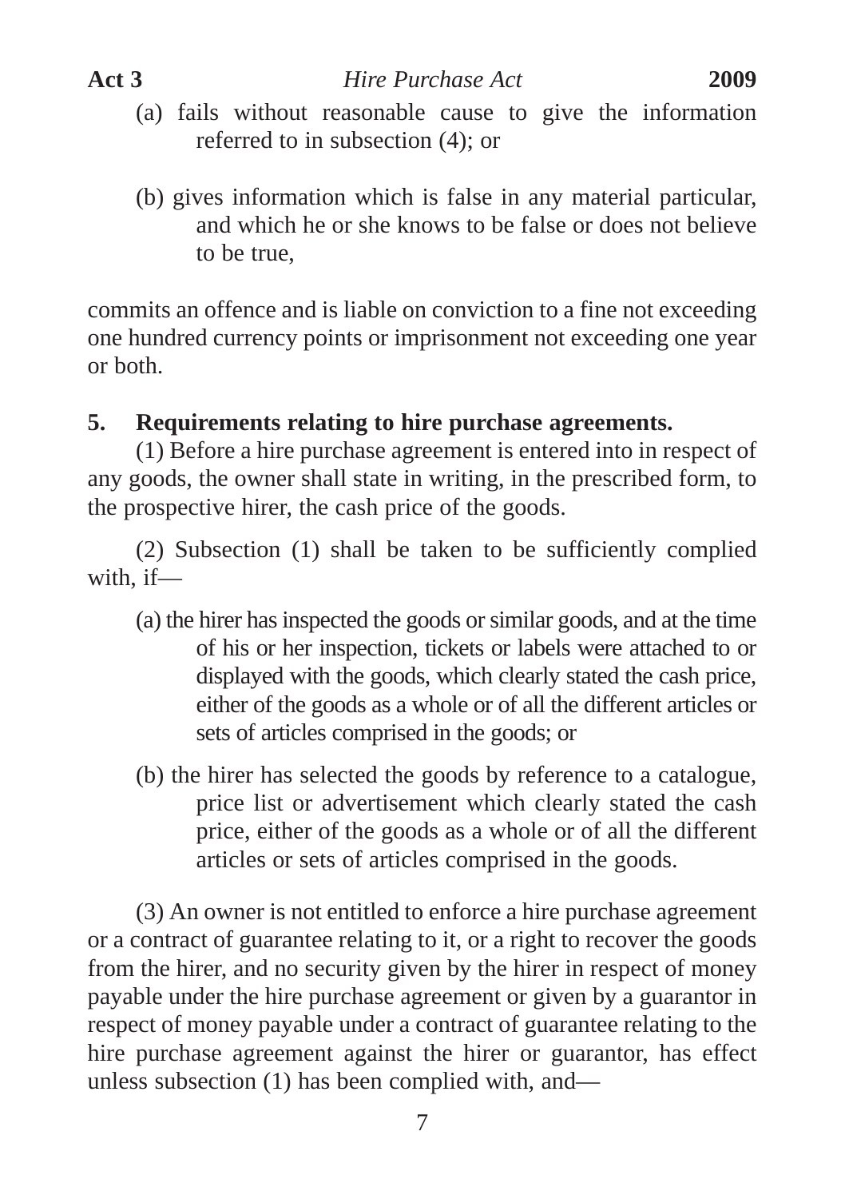(a) fails without reasonable cause to give the information referred to in subsection (4); or

(b) gives information which is false in any material particular, and which he or she knows to be false or does not believe to be true,

commits an offence and is liable on conviction to a fine not exceeding one hundred currency points or imprisonment not exceeding one year or both.

**5. Requirements relating to hire purchase agreements.**

(1) Before a hire purchase agreement is entered into in respect of any goods, the owner shall state in writing, in the prescribed form, to the prospective hirer, the cash price of the goods.

(2) Subsection (1) shall be taken to be sufficiently complied with, if—

(a) the hirer has inspected the goods or similar goods, and at the time of his or her inspection, tickets or labels were attached to or displayed with the goods, which clearly stated the cash price, either of the goods as a whole or of all the different articles or sets of articles comprised in the goods; or

(b) the hirer has selected the goods by reference to a catalogue, price list or advertisement which clearly stated the cash price, either of the goods as a whole or of all the different articles or sets of articles comprised in the goods.

(3) An owner is not entitled to enforce a hire purchase agreement or a contract of guarantee relating to it, or a right to recover the goods from the hirer, and no security given by the hirer in respect of money payable under the hire purchase agreement or given by a guarantor in respect of money payable under a contract of guarantee relating to the hire purchase agreement against the hirer or guarantor, has effect unless subsection (1) has been complied with, and—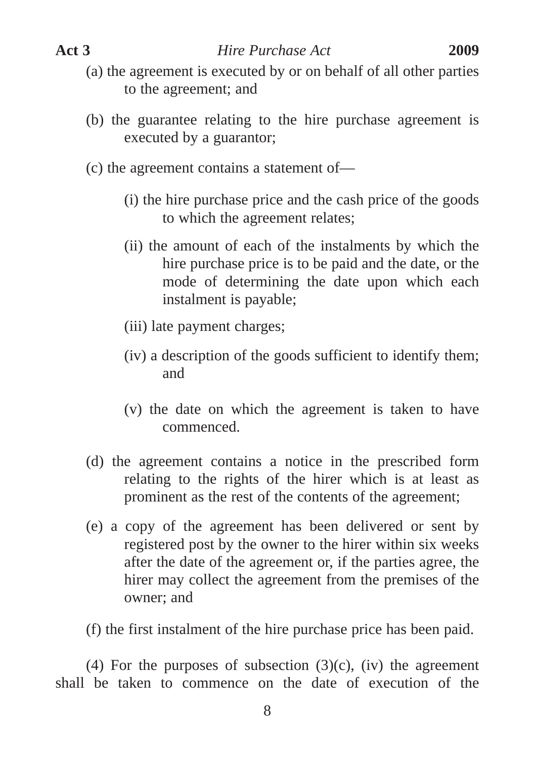(a) the agreement is executed by or on behalf of all other parties to the agreement; and

(b) the guarantee relating to the hire purchase agreement is executed by a guarantor;

(c) the agreement contains a statement of—

(i) the hire purchase price and the cash price of the goods to which the agreement relates;

(ii) the amount of each of the instalments by which the hire purchase price is to be paid and the date, or the mode of determining the date upon which each instalment is payable;

(iii) late payment charges;

(iv) a description of the goods sufficient to identify them; and

(v) the date on which the agreement is taken to have commenced.

(d) the agreement contains a notice in the prescribed form relating to the rights of the hirer which is at least as prominent as the rest of the contents of the agreement;

(e) a copy of the agreement has been delivered or sent by registered post by the owner to the hirer within six weeks after the date of the agreement or, if the parties agree, the hirer may collect the agreement from the premises of the owner; and

(f) the first instalment of the hire purchase price has been paid.

(4) For the purposes of subsection (3)(c), (iv) the agreement shall be taken to commence on the date of execution of the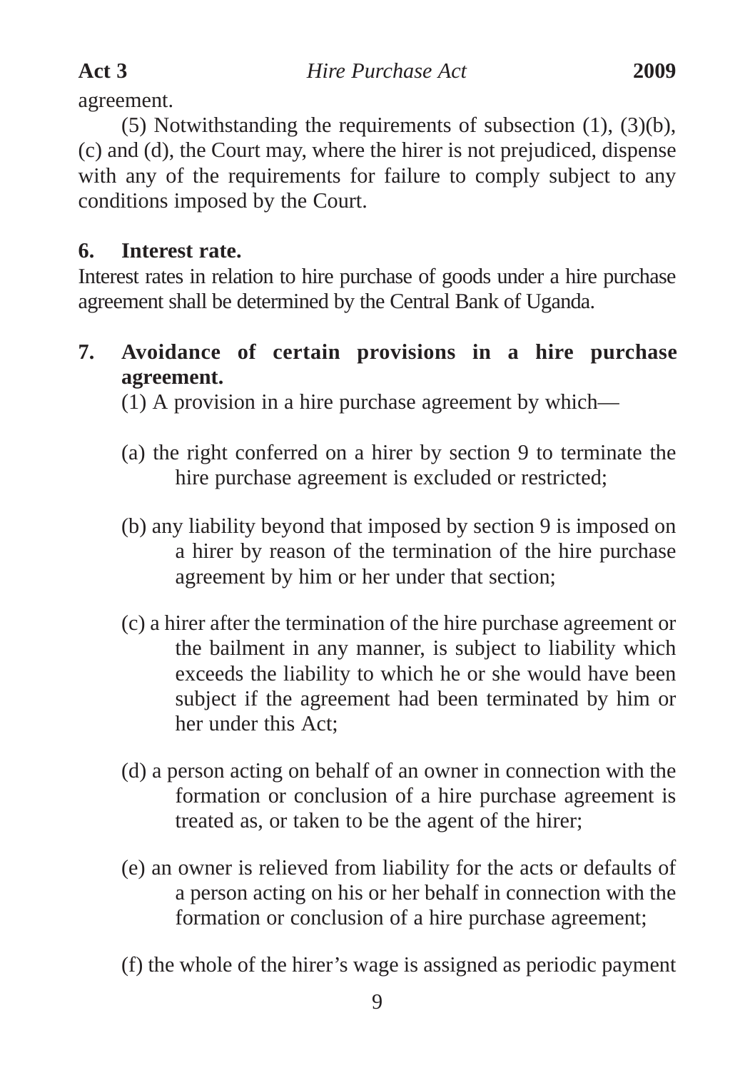agreement.

(5) Notwithstanding the requirements of subsection (1), (3)(b), (c) and (d), the Court may, where the hirer is not prejudiced, dispense with any of the requirements for failure to comply subject to any conditions imposed by the Court.

**6. Interest rate.**

Interest rates in relation to hire purchase of goods under a hire purchase agreement shall be determined by the Central Bank of Uganda.

**7. Avoidance of certain provisions in a hire purchase agreement.**

(1) A provision in a hire purchase agreement by which—

(a) the right conferred on a hirer by section 9 to terminate the hire purchase agreement is excluded or restricted;

(b) any liability beyond that imposed by section 9 is imposed on a hirer by reason of the termination of the hire purchase agreement by him or her under that section;

(c) a hirer after the termination of the hire purchase agreement or the bailment in any manner, is subject to liability which exceeds the liability to which he or she would have been subject if the agreement had been terminated by him or her under this Act;

(d) a person acting on behalf of an owner in connection with the formation or conclusion of a hire purchase agreement is treated as, or taken to be the agent of the hirer;

(e) an owner is relieved from liability for the acts or defaults of a person acting on his or her behalf in connection with the formation or conclusion of a hire purchase agreement;

(f) the whole of the hirer's wage is assigned as periodic payment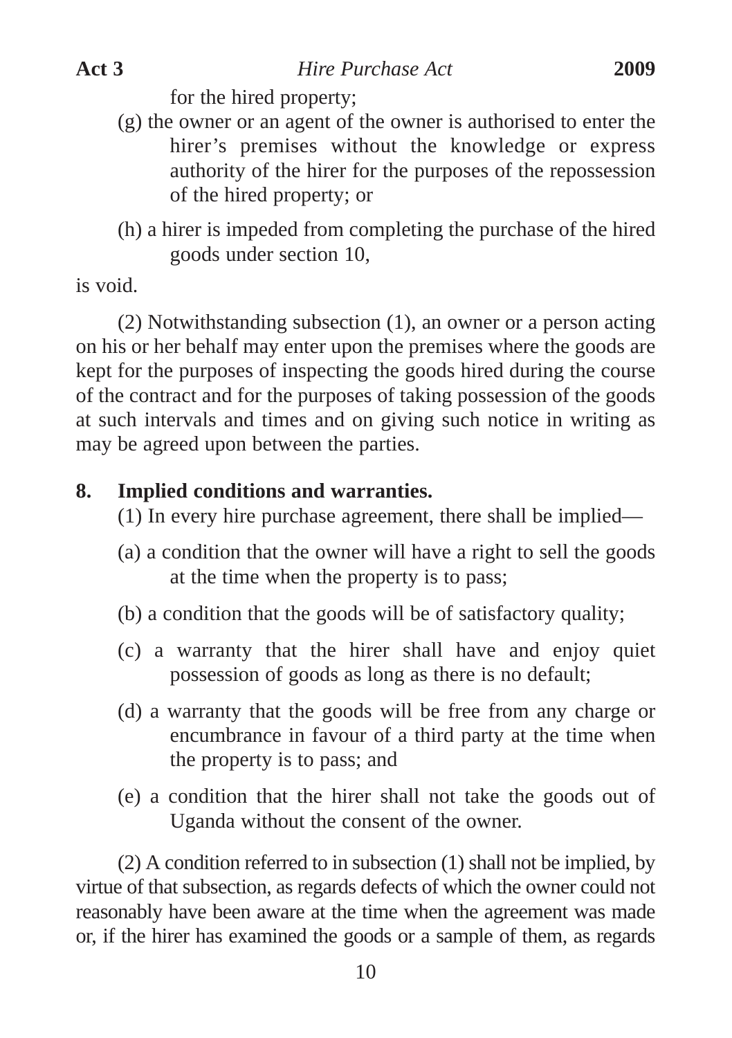for the hired property;

(g) the owner or an agent of the owner is authorised to enter the hirer's premises without the knowledge or express authority of the hirer for the purposes of the repossession of the hired property; or

(h) a hirer is impeded from completing the purchase of the hired goods under section 10,

is void.

(2) Notwithstanding subsection (1), an owner or a person acting on his or her behalf may enter upon the premises where the goods are kept for the purposes of inspecting the goods hired during the course of the contract and for the purposes of taking possession of the goods at such intervals and times and on giving such notice in writing as may be agreed upon between the parties.

**8. Implied conditions and warranties.**

(1) In every hire purchase agreement, there shall be implied—

(a) a condition that the owner will have a right to sell the goods at the time when the property is to pass;

(b) a condition that the goods will be of satisfactory quality;

(c) a warranty that the hirer shall have and enjoy quiet possession of goods as long as there is no default;

(d) a warranty that the goods will be free from any charge or encumbrance in favour of a third party at the time when the property is to pass; and

(e) a condition that the hirer shall not take the goods out of Uganda without the consent of the owner.

(2) A condition referred to in subsection (1) shall not be implied, by virtue of that subsection, as regards defects of which the owner could not reasonably have been aware at the time when the agreement was made or, if the hirer has examined the goods or a sample of them, as regards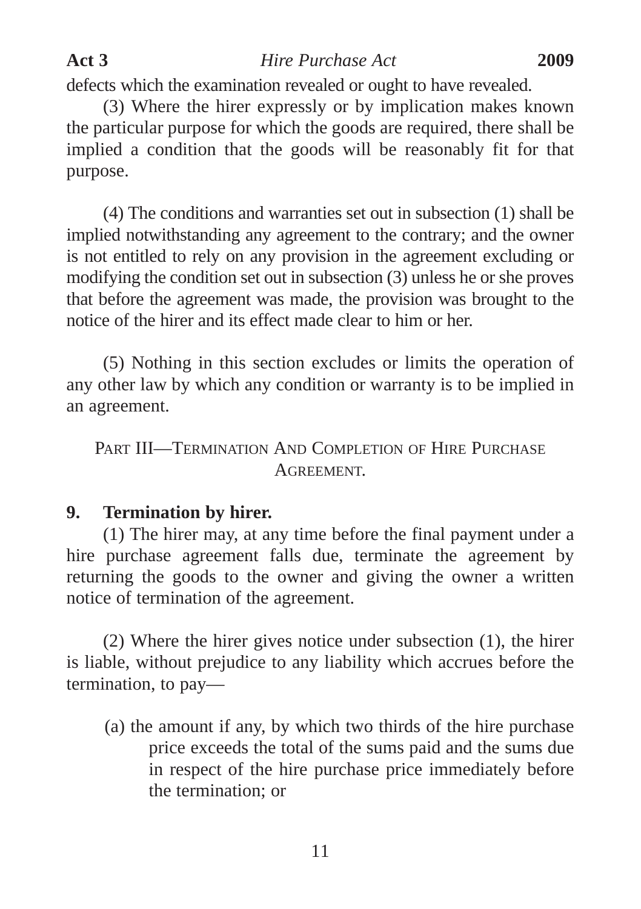defects which the examination revealed or ought to have revealed.

(3) Where the hirer expressly or by implication makes known the particular purpose for which the goods are required, there shall be implied a condition that the goods will be reasonably fit for that purpose.

(4) The conditions and warranties set out in subsection (1) shall be implied notwithstanding any agreement to the contrary; and the owner is not entitled to rely on any provision in the agreement excluding or modifying the condition set out in subsection (3) unless he or she proves that before the agreement was made, the provision was brought to the notice of the hirer and its effect made clear to him or her.

(5) Nothing in this section excludes or limits the operation of any other law by which any condition or warranty is to be implied in an agreement.

## PART III—TERMINATION AND COMPLETION OF HIRE PURCHASE AGREEMENT.

**9. Termination by hirer.**

(1) The hirer may, at any time before the final payment under a hire purchase agreement falls due, terminate the agreement by returning the goods to the owner and giving the owner a written notice of termination of the agreement.

(2) Where the hirer gives notice under subsection (1), the hirer is liable, without prejudice to any liability which accrues before the termination, to pay—

(a) the amount if any, by which two thirds of the hire purchase price exceeds the total of the sums paid and the sums due in respect of the hire purchase price immediately before the termination; or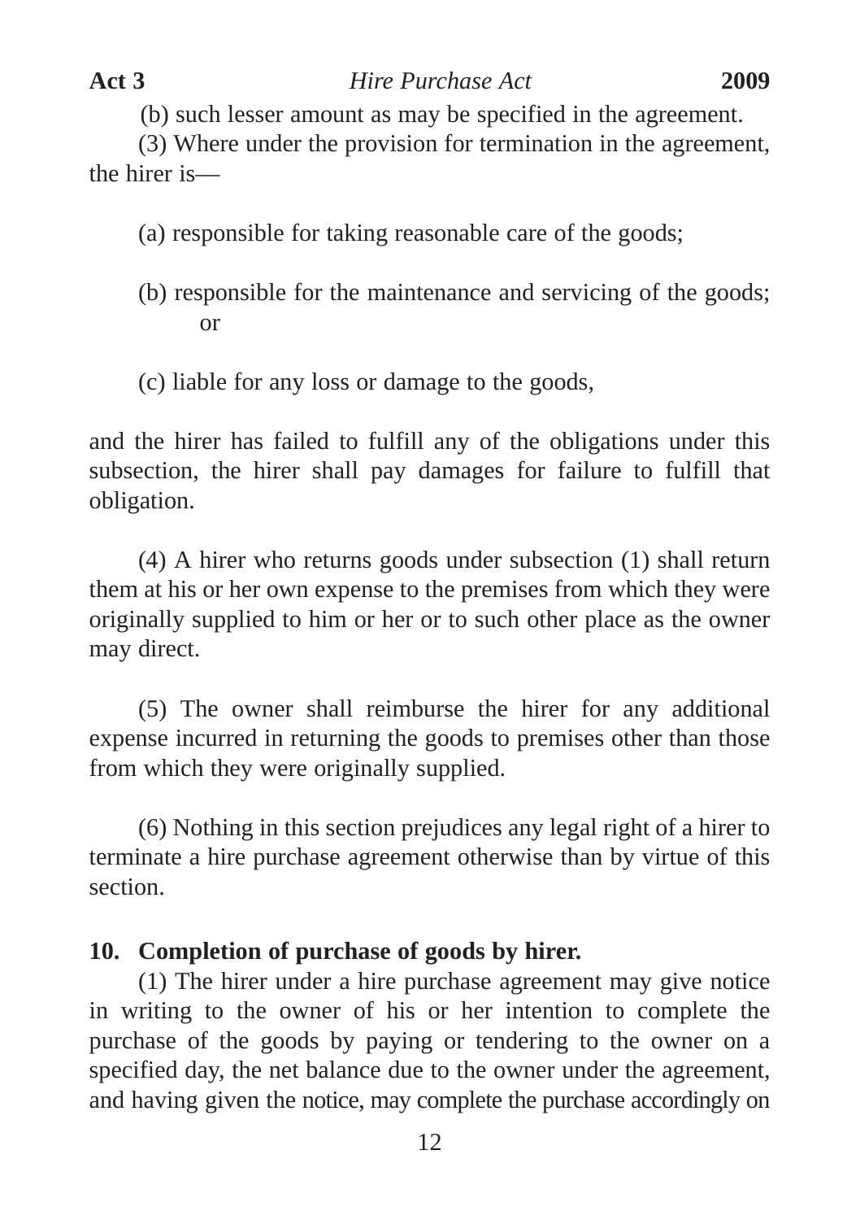(b) such lesser amount as may be specified in the agreement.

(3) Where under the provision for termination in the agreement, the hirer is—

(a) responsible for taking reasonable care of the goods;

(b) responsible for the maintenance and servicing of the goods; or

(c) liable for any loss or damage to the goods,

and the hirer has failed to fulfill any of the obligations under this subsection, the hirer shall pay damages for failure to fulfill that obligation.

(4) A hirer who returns goods under subsection (1) shall return them at his or her own expense to the premises from which they were originally supplied to him or her or to such other place as the owner may direct.

(5) The owner shall reimburse the hirer for any additional expense incurred in returning the goods to premises other than those from which they were originally supplied.

(6) Nothing in this section prejudices any legal right of a hirer to terminate a hire purchase agreement otherwise than by virtue of this section.

**10. Completion of purchase of goods by hirer.**

(1) The hirer under a hire purchase agreement may give notice in writing to the owner of his or her intention to complete the purchase of the goods by paying or tendering to the owner on a specified day, the net balance due to the owner under the agreement, and having given the notice, may complete the purchase accordingly on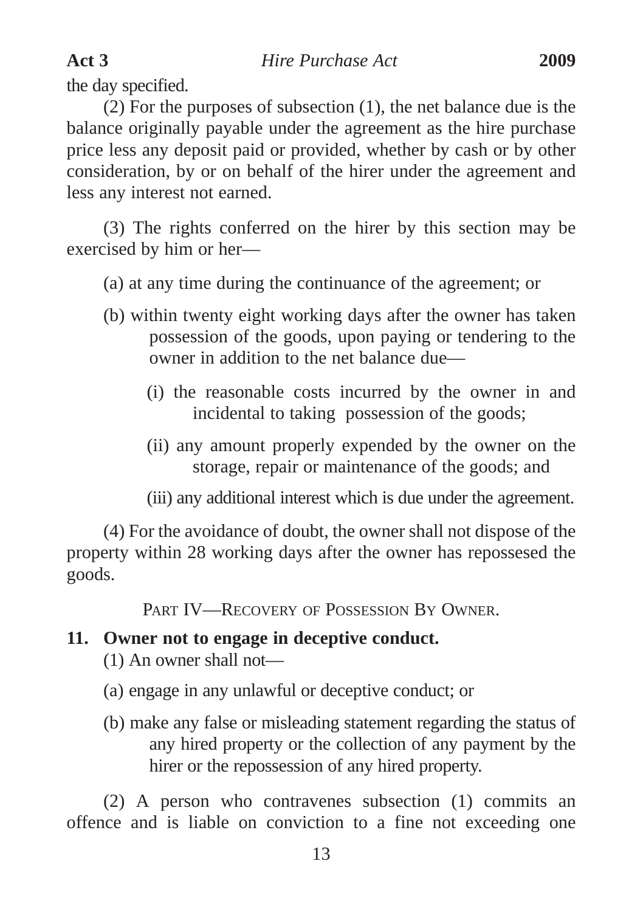the day specified.

(2) For the purposes of subsection (1), the net balance due is the balance originally payable under the agreement as the hire purchase price less any deposit paid or provided, whether by cash or by other consideration, by or on behalf of the hirer under the agreement and less any interest not earned.

(3) The rights conferred on the hirer by this section may be exercised by him or her—

(a) at any time during the continuance of the agreement; or

(b) within twenty eight working days after the owner has taken possession of the goods, upon paying or tendering to the owner in addition to the net balance due—

(i) the reasonable costs incurred by the owner in and incidental to taking possession of the goods;

(ii) any amount properly expended by the owner on the storage, repair or maintenance of the goods; and

(iii) any additional interest which is due under the agreement.

(4) For the avoidance of doubt, the owner shall not dispose of the property within 28 working days after the owner has repossesed the goods.

## PART IV—RECOVERY OF POSSESSION BY OWNER.

### 11. Owner not to engage in deceptive conduct.

(1) An owner shall not—

(a) engage in any unlawful or deceptive conduct; or

(b) make any false or misleading statement regarding the status of any hired property or the collection of any payment by the hirer or the repossession of any hired property.

(2) A person who contravenes subsection (1) commits an offence and is liable on conviction to a fine not exceeding one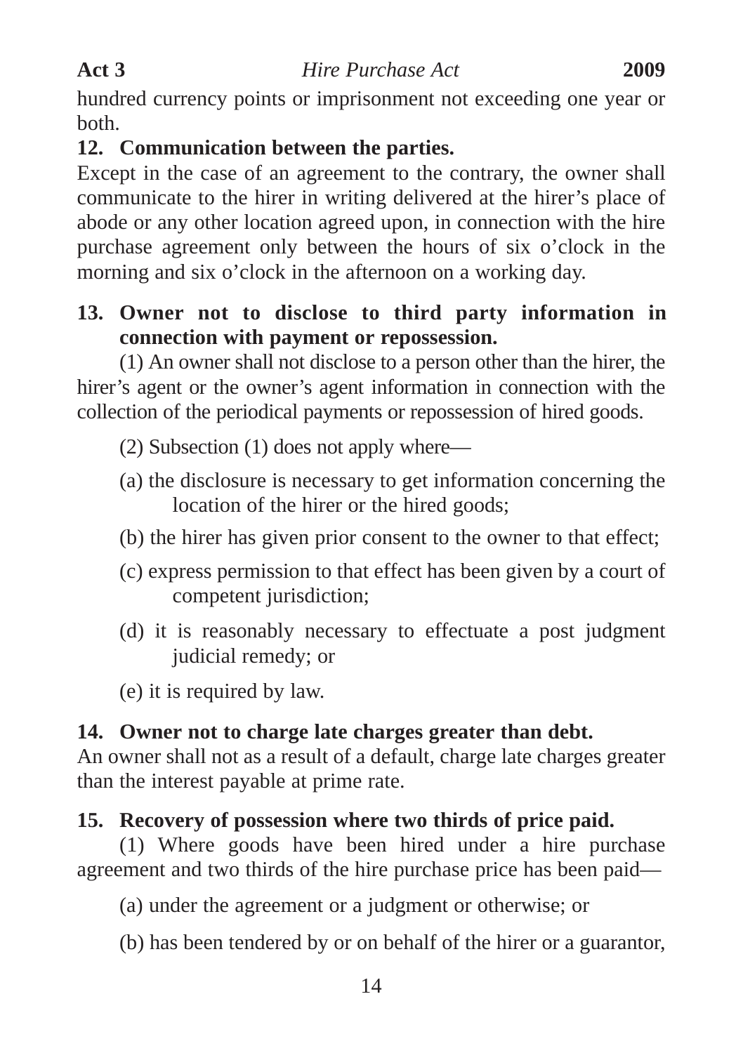hundred currency points or imprisonment not exceeding one year or both.

**12. Communication between the parties.**

Except in the case of an agreement to the contrary, the owner shall communicate to the hirer in writing delivered at the hirer's place of abode or any other location agreed upon, in connection with the hire purchase agreement only between the hours of six o'clock in the morning and six o'clock in the afternoon on a working day.

**13. Owner not to disclose to third party information in connection with payment or repossession.**

(1) An owner shall not disclose to a person other than the hirer, the hirer's agent or the owner's agent information in connection with the collection of the periodical payments or repossession of hired goods.

(2) Subsection (1) does not apply where—

(a) the disclosure is necessary to get information concerning the location of the hirer or the hired goods;

(b) the hirer has given prior consent to the owner to that effect;

(c) express permission to that effect has been given by a court of competent jurisdiction;

(d) it is reasonably necessary to effectuate a post judgment judicial remedy; or

(e) it is required by law.

**14. Owner not to charge late charges greater than debt.**

An owner shall not as a result of a default, charge late charges greater than the interest payable at prime rate.

**15. Recovery of possession where two thirds of price paid.**

(1) Where goods have been hired under a hire purchase agreement and two thirds of the hire purchase price has been paid—

(a) under the agreement or a judgment or otherwise; or

(b) has been tendered by or on behalf of the hirer or a guarantor,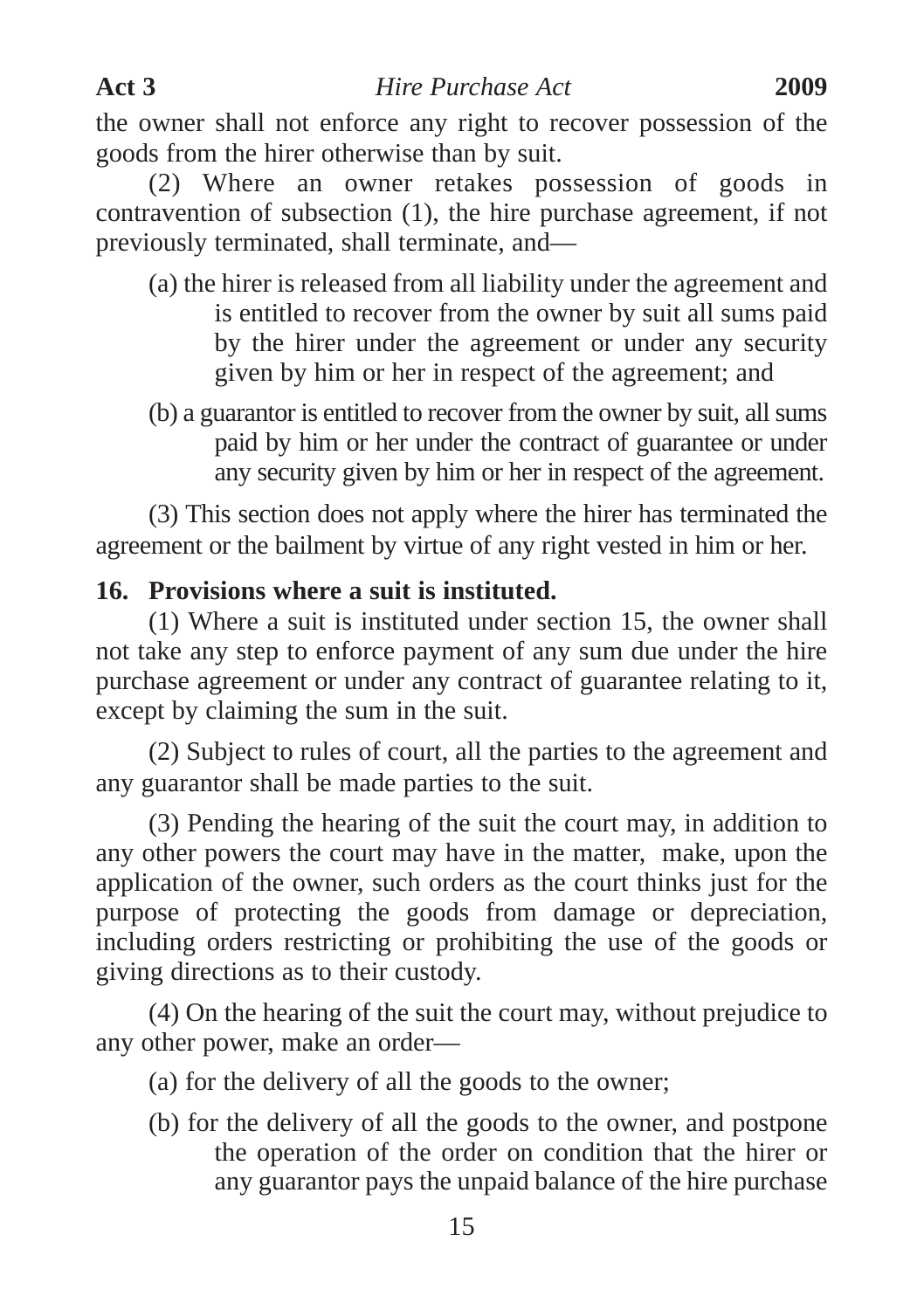the owner shall not enforce any right to recover possession of the goods from the hirer otherwise than by suit.

(2) Where an owner retakes possession of goods in contravention of subsection (1), the hire purchase agreement, if not previously terminated, shall terminate, and—

(a) the hirer is released from all liability under the agreement and is entitled to recover from the owner by suit all sums paid by the hirer under the agreement or under any security given by him or her in respect of the agreement; and

(b) a guarantor is entitled to recover from the owner by suit, all sums paid by him or her under the contract of guarantee or under any security given by him or her in respect of the agreement.

(3) This section does not apply where the hirer has terminated the agreement or the bailment by virtue of any right vested in him or her.

**16. Provisions where a suit is instituted.**

(1) Where a suit is instituted under section 15, the owner shall not take any step to enforce payment of any sum due under the hire purchase agreement or under any contract of guarantee relating to it, except by claiming the sum in the suit.

(2) Subject to rules of court, all the parties to the agreement and any guarantor shall be made parties to the suit.

(3) Pending the hearing of the suit the court may, in addition to any other powers the court may have in the matter, make, upon the application of the owner, such orders as the court thinks just for the purpose of protecting the goods from damage or depreciation, including orders restricting or prohibiting the use of the goods or giving directions as to their custody.

(4) On the hearing of the suit the court may, without prejudice to any other power, make an order—

(a) for the delivery of all the goods to the owner;

(b) for the delivery of all the goods to the owner, and postpone the operation of the order on condition that the hirer or any guarantor pays the unpaid balance of the hire purchase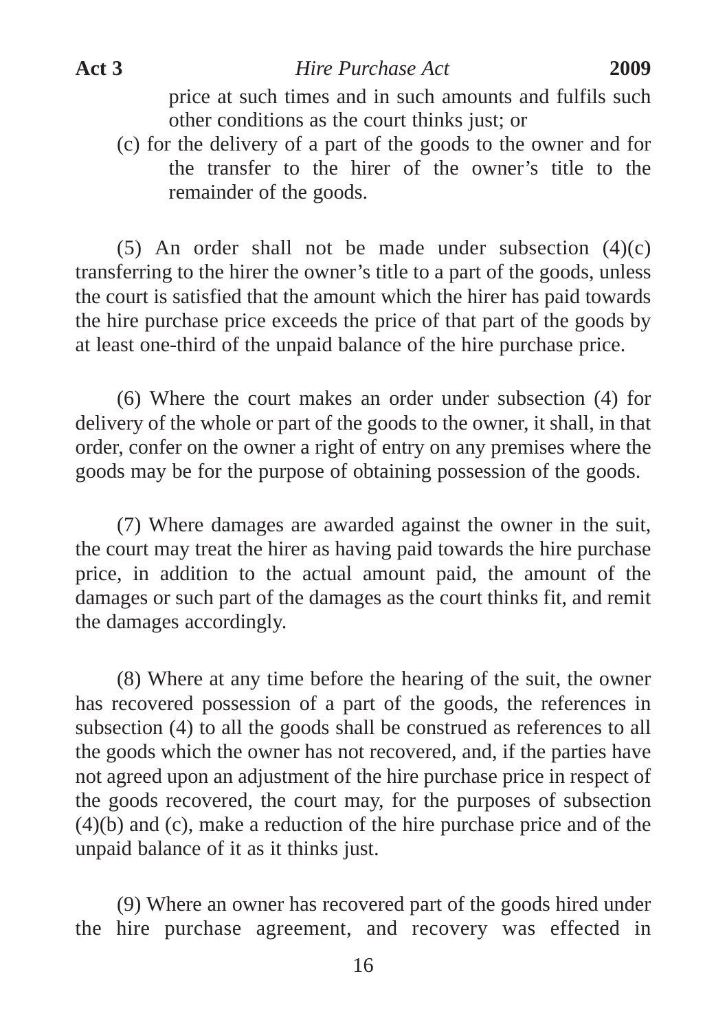price at such times and in such amounts and fulfils such other conditions as the court thinks just; or

(c) for the delivery of a part of the goods to the owner and for the transfer to the hirer of the owner's title to the remainder of the goods.

(5) An order shall not be made under subsection (4)(c) transferring to the hirer the owner's title to a part of the goods, unless the court is satisfied that the amount which the hirer has paid towards the hire purchase price exceeds the price of that part of the goods by at least one-third of the unpaid balance of the hire purchase price.

(6) Where the court makes an order under subsection (4) for delivery of the whole or part of the goods to the owner, it shall, in that order, confer on the owner a right of entry on any premises where the goods may be for the purpose of obtaining possession of the goods.

(7) Where damages are awarded against the owner in the suit, the court may treat the hirer as having paid towards the hire purchase price, in addition to the actual amount paid, the amount of the damages or such part of the damages as the court thinks fit, and remit the damages accordingly.

(8) Where at any time before the hearing of the suit, the owner has recovered possession of a part of the goods, the references in subsection (4) to all the goods shall be construed as references to all the goods which the owner has not recovered, and, if the parties have not agreed upon an adjustment of the hire purchase price in respect of the goods recovered, the court may, for the purposes of subsection (4)(b) and (c), make a reduction of the hire purchase price and of the unpaid balance of it as it thinks just.

(9) Where an owner has recovered part of the goods hired under the hire purchase agreement, and recovery was effected in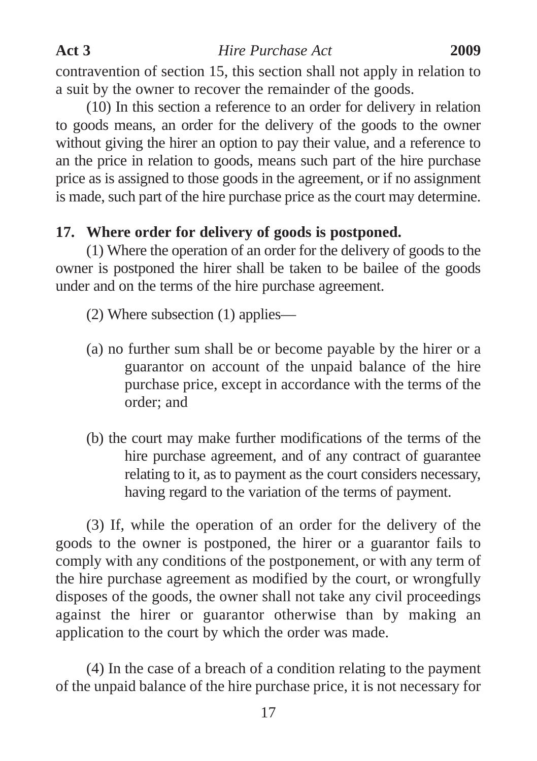contravention of section 15, this section shall not apply in relation to a suit by the owner to recover the remainder of the goods.

(10) In this section a reference to an order for delivery in relation to goods means, an order for the delivery of the goods to the owner without giving the hirer an option to pay their value, and a reference to an the price in relation to goods, means such part of the hire purchase price as is assigned to those goods in the agreement, or if no assignment is made, such part of the hire purchase price as the court may determine.

**17. Where order for delivery of goods is postponed.**

(1) Where the operation of an order for the delivery of goods to the owner is postponed the hirer shall be taken to be bailee of the goods under and on the terms of the hire purchase agreement.

(2) Where subsection (1) applies—

(a) no further sum shall be or become payable by the hirer or a guarantor on account of the unpaid balance of the hire purchase price, except in accordance with the terms of the order; and

(b) the court may make further modifications of the terms of the hire purchase agreement, and of any contract of guarantee relating to it, as to payment as the court considers necessary, having regard to the variation of the terms of payment.

(3) If, while the operation of an order for the delivery of the goods to the owner is postponed, the hirer or a guarantor fails to comply with any conditions of the postponement, or with any term of the hire purchase agreement as modified by the court, or wrongfully disposes of the goods, the owner shall not take any civil proceedings against the hirer or guarantor otherwise than by making an application to the court by which the order was made.

(4) In the case of a breach of a condition relating to the payment of the unpaid balance of the hire purchase price, it is not necessary for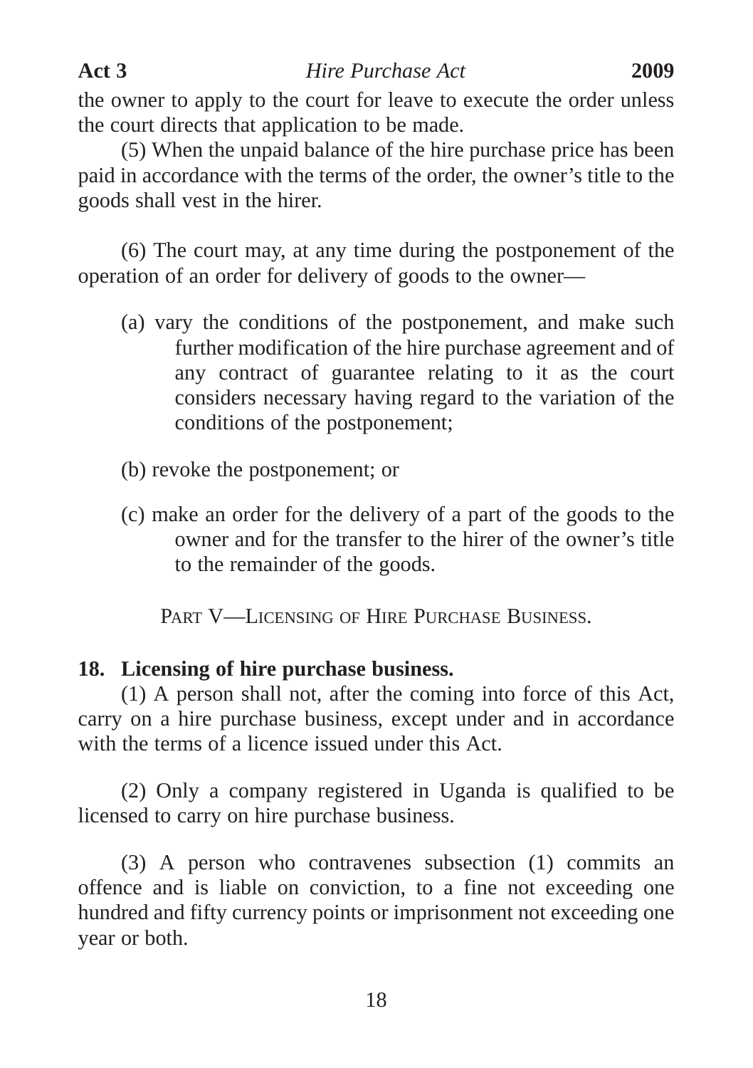the owner to apply to the court for leave to execute the order unless the court directs that application to be made.

(5) When the unpaid balance of the hire purchase price has been paid in accordance with the terms of the order, the owner's title to the goods shall vest in the hirer.

(6) The court may, at any time during the postponement of the operation of an order for delivery of goods to the owner—

(a) vary the conditions of the postponement, and make such further modification of the hire purchase agreement and of any contract of guarantee relating to it as the court considers necessary having regard to the variation of the conditions of the postponement;

(b) revoke the postponement; or

(c) make an order for the delivery of a part of the goods to the owner and for the transfer to the hirer of the owner's title to the remainder of the goods.

## PART V—LICENSING OF HIRE PURCHASE BUSINESS.

### 18. Licensing of hire purchase business.

(1) A person shall not, after the coming into force of this Act, carry on a hire purchase business, except under and in accordance with the terms of a licence issued under this Act.

(2) Only a company registered in Uganda is qualified to be licensed to carry on hire purchase business.

(3) A person who contravenes subsection (1) commits an offence and is liable on conviction, to a fine not exceeding one hundred and fifty currency points or imprisonment not exceeding one year or both.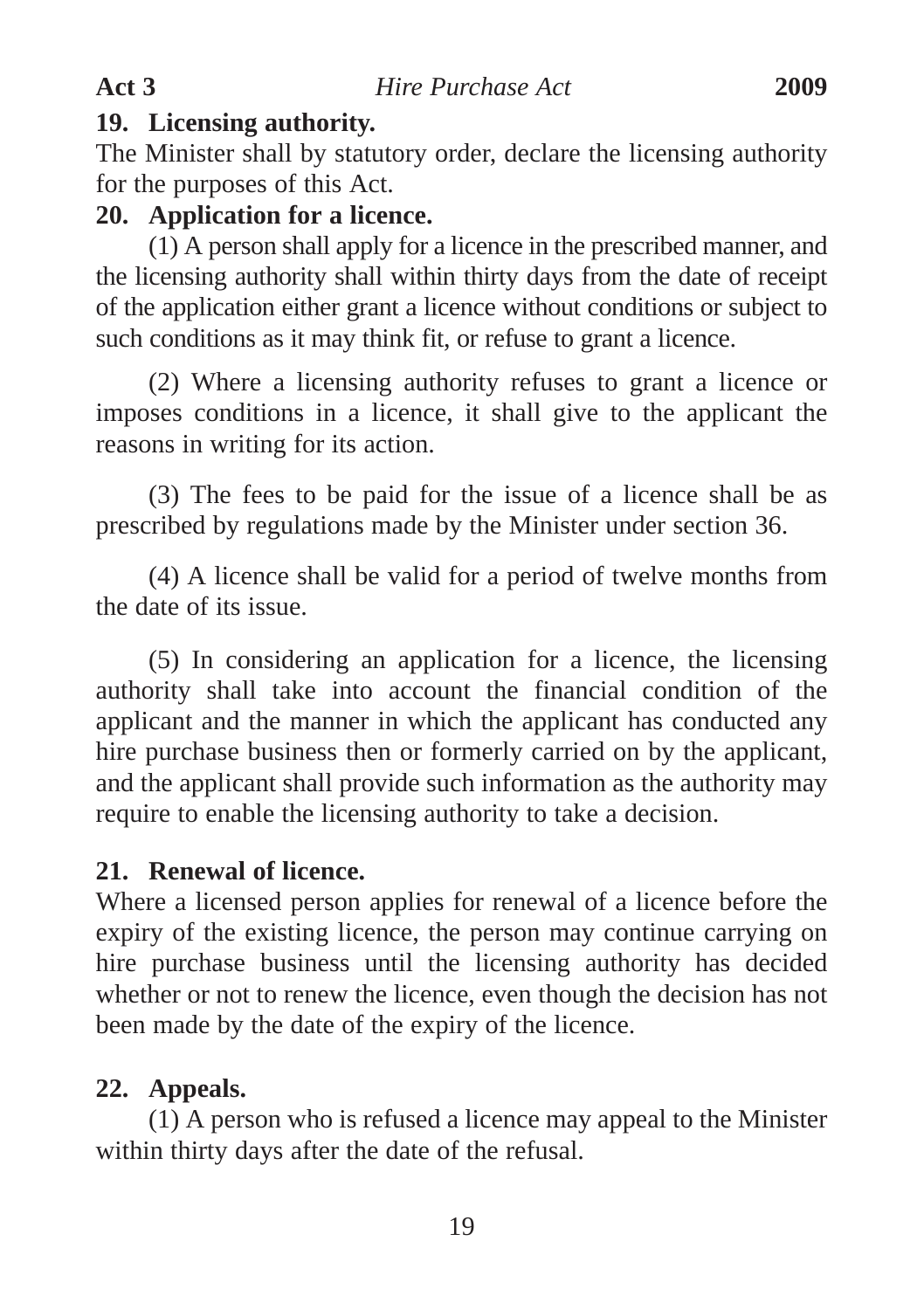**19. Licensing authority.**

The Minister shall by statutory order, declare the licensing authority for the purposes of this Act.

**20. Application for a licence.**

(1) A person shall apply for a licence in the prescribed manner, and the licensing authority shall within thirty days from the date of receipt of the application either grant a licence without conditions or subject to such conditions as it may think fit, or refuse to grant a licence.

(2) Where a licensing authority refuses to grant a licence or imposes conditions in a licence, it shall give to the applicant the reasons in writing for its action.

(3) The fees to be paid for the issue of a licence shall be as prescribed by regulations made by the Minister under section 36.

(4) A licence shall be valid for a period of twelve months from the date of its issue.

(5) In considering an application for a licence, the licensing authority shall take into account the financial condition of the applicant and the manner in which the applicant has conducted any hire purchase business then or formerly carried on by the applicant, and the applicant shall provide such information as the authority may require to enable the licensing authority to take a decision.

**21. Renewal of licence.**

Where a licensed person applies for renewal of a licence before the expiry of the existing licence, the person may continue carrying on hire purchase business until the licensing authority has decided whether or not to renew the licence, even though the decision has not been made by the date of the expiry of the licence.

**22. Appeals.**

(1) A person who is refused a licence may appeal to the Minister within thirty days after the date of the refusal.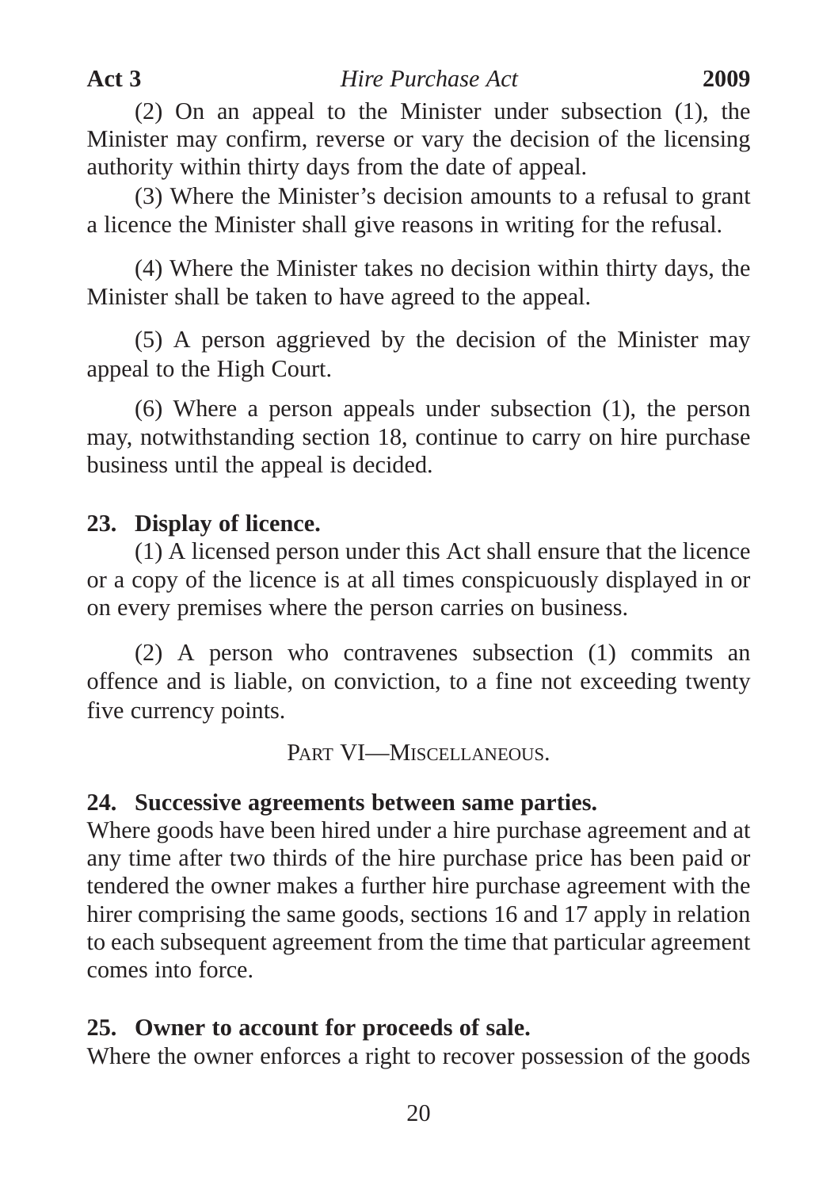(2) On an appeal to the Minister under subsection (1), the Minister may confirm, reverse or vary the decision of the licensing authority within thirty days from the date of appeal.

(3) Where the Minister's decision amounts to a refusal to grant a licence the Minister shall give reasons in writing for the refusal.

(4) Where the Minister takes no decision within thirty days, the Minister shall be taken to have agreed to the appeal.

(5) A person aggrieved by the decision of the Minister may appeal to the High Court.

(6) Where a person appeals under subsection (1), the person may, notwithstanding section 18, continue to carry on hire purchase business until the appeal is decided.

**23. Display of licence.**

(1) A licensed person under this Act shall ensure that the licence or a copy of the licence is at all times conspicuously displayed in or on every premises where the person carries on business.

(2) A person who contravenes subsection (1) commits an offence and is liable, on conviction, to a fine not exceeding twenty five currency points.

## PART VI—MISCELLANEOUS.

**24. Successive agreements between same parties.**

Where goods have been hired under a hire purchase agreement and at any time after two thirds of the hire purchase price has been paid or tendered the owner makes a further hire purchase agreement with the hirer comprising the same goods, sections 16 and 17 apply in relation to each subsequent agreement from the time that particular agreement comes into force.

**25. Owner to account for proceeds of sale.**

Where the owner enforces a right to recover possession of the goods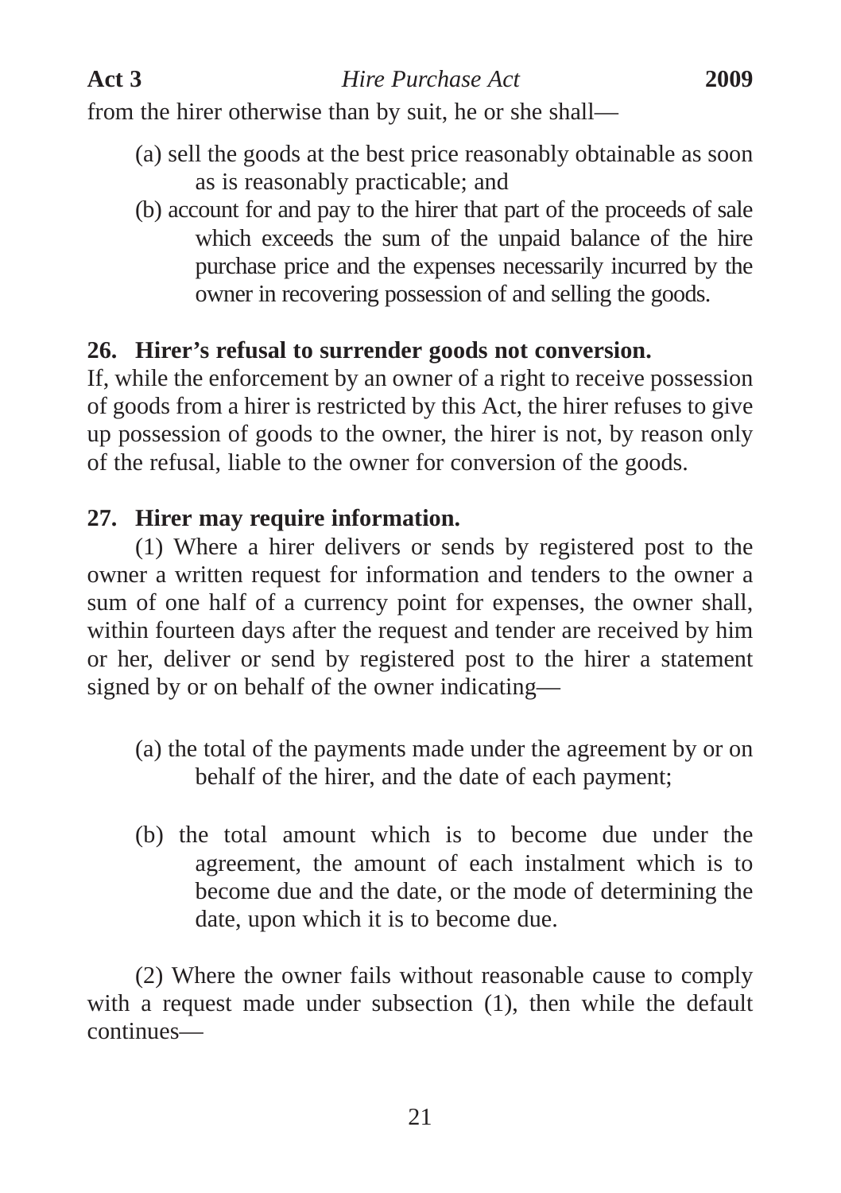from the hirer otherwise than by suit, he or she shall—

(a) sell the goods at the best price reasonably obtainable as soon as is reasonably practicable; and

(b) account for and pay to the hirer that part of the proceeds of sale which exceeds the sum of the unpaid balance of the hire purchase price and the expenses necessarily incurred by the owner in recovering possession of and selling the goods.

**26. Hirer's refusal to surrender goods not conversion.**

If, while the enforcement by an owner of a right to receive possession of goods from a hirer is restricted by this Act, the hirer refuses to give up possession of goods to the owner, the hirer is not, by reason only of the refusal, liable to the owner for conversion of the goods.

**27. Hirer may require information.**

(1) Where a hirer delivers or sends by registered post to the owner a written request for information and tenders to the owner a sum of one half of a currency point for expenses, the owner shall, within fourteen days after the request and tender are received by him or her, deliver or send by registered post to the hirer a statement signed by or on behalf of the owner indicating—

(a) the total of the payments made under the agreement by or on behalf of the hirer, and the date of each payment;

(b) the total amount which is to become due under the agreement, the amount of each instalment which is to become due and the date, or the mode of determining the date, upon which it is to become due.

(2) Where the owner fails without reasonable cause to comply with a request made under subsection (1), then while the default continues—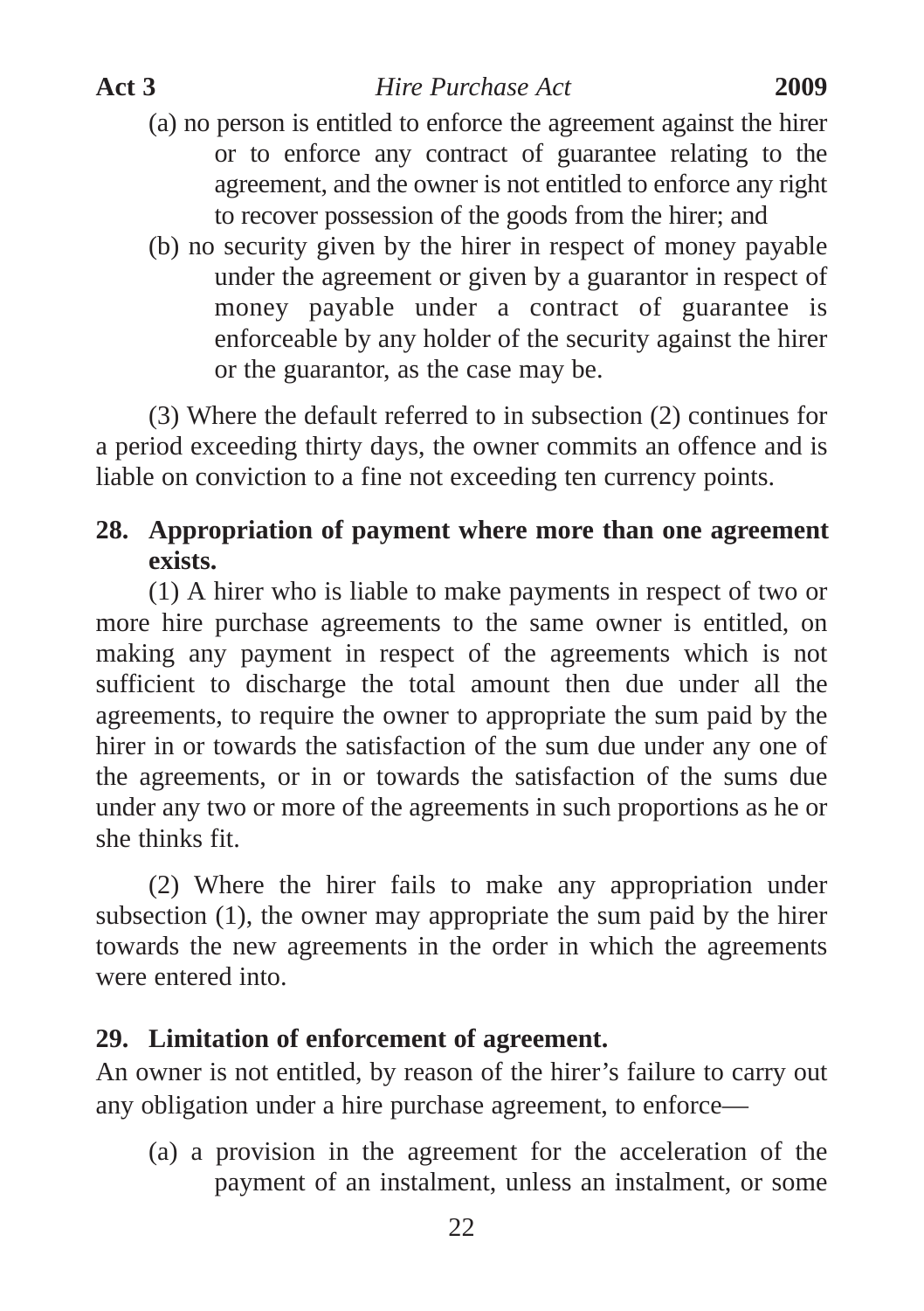(a) no person is entitled to enforce the agreement against the hirer or to enforce any contract of guarantee relating to the agreement, and the owner is not entitled to enforce any right to recover possession of the goods from the hirer; and

(b) no security given by the hirer in respect of money payable under the agreement or given by a guarantor in respect of money payable under a contract of guarantee is enforceable by any holder of the security against the hirer or the guarantor, as the case may be.

(3) Where the default referred to in subsection (2) continues for a period exceeding thirty days, the owner commits an offence and is liable on conviction to a fine not exceeding ten currency points.

**28. Appropriation of payment where more than one agreement exists.**

(1) A hirer who is liable to make payments in respect of two or more hire purchase agreements to the same owner is entitled, on making any payment in respect of the agreements which is not sufficient to discharge the total amount then due under all the agreements, to require the owner to appropriate the sum paid by the hirer in or towards the satisfaction of the sum due under any one of the agreements, or in or towards the satisfaction of the sums due under any two or more of the agreements in such proportions as he or she thinks fit.

(2) Where the hirer fails to make any appropriation under subsection (1), the owner may appropriate the sum paid by the hirer towards the new agreements in the order in which the agreements were entered into.

**29. Limitation of enforcement of agreement.**

An owner is not entitled, by reason of the hirer's failure to carry out any obligation under a hire purchase agreement, to enforce—

(a) a provision in the agreement for the acceleration of the payment of an instalment, unless an instalment, or some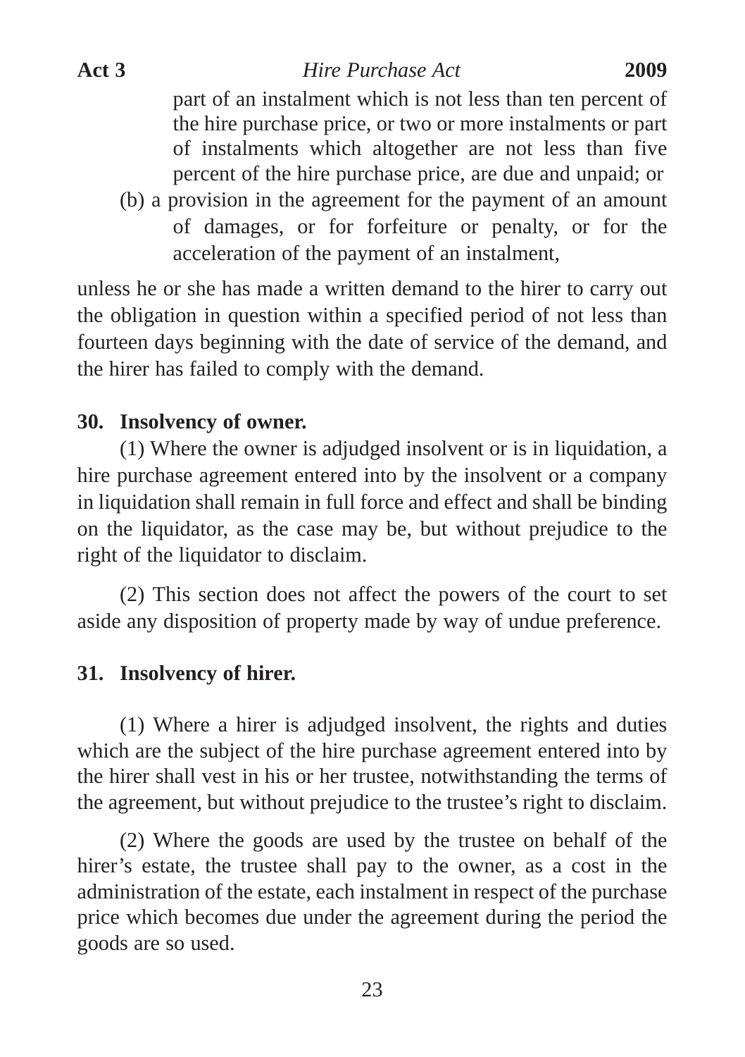part of an instalment which is not less than ten percent of the hire purchase price, or two or more instalments or part of instalments which altogether are not less than five percent of the hire purchase price, are due and unpaid; or

(b) a provision in the agreement for the payment of an amount of damages, or for forfeiture or penalty, or for the acceleration of the payment of an instalment,

unless he or she has made a written demand to the hirer to carry out the obligation in question within a specified period of not less than fourteen days beginning with the date of service of the demand, and the hirer has failed to comply with the demand.

**30. Insolvency of owner.**

(1) Where the owner is adjudged insolvent or is in liquidation, a hire purchase agreement entered into by the insolvent or a company in liquidation shall remain in full force and effect and shall be binding on the liquidator, as the case may be, but without prejudice to the right of the liquidator to disclaim.

(2) This section does not affect the powers of the court to set aside any disposition of property made by way of undue preference.

**31. Insolvency of hirer.**

(1) Where a hirer is adjudged insolvent, the rights and duties which are the subject of the hire purchase agreement entered into by the hirer shall vest in his or her trustee, notwithstanding the terms of the agreement, but without prejudice to the trustee's right to disclaim.

(2) Where the goods are used by the trustee on behalf of the hirer's estate, the trustee shall pay to the owner, as a cost in the administration of the estate, each instalment in respect of the purchase price which becomes due under the agreement during the period the goods are so used.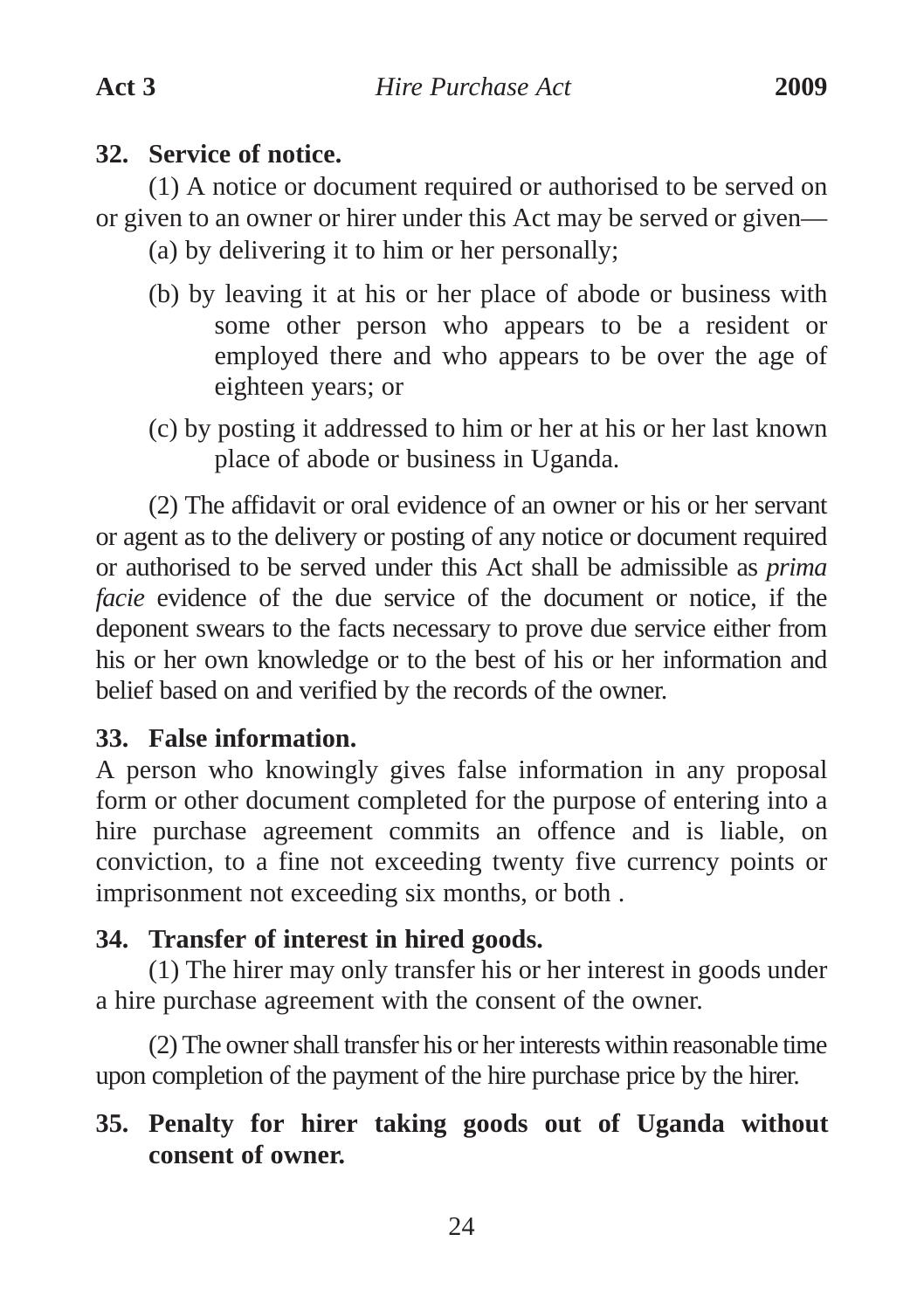### 32. Service of notice.

(1) A notice or document required or authorised to be served on or given to an owner or hirer under this Act may be served or given—

(a) by delivering it to him or her personally;

(b) by leaving it at his or her place of abode or business with some other person who appears to be a resident or employed there and who appears to be over the age of eighteen years; or

(c) by posting it addressed to him or her at his or her last known place of abode or business in Uganda.

(2) The affidavit or oral evidence of an owner or his or her servant or agent as to the delivery or posting of any notice or document required or authorised to be served under this Act shall be admissible as *prima facie* evidence of the due service of the document or notice, if the deponent swears to the facts necessary to prove due service either from his or her own knowledge or to the best of his or her information and belief based on and verified by the records of the owner.

### 33. False information.

A person who knowingly gives false information in any proposal form or other document completed for the purpose of entering into a hire purchase agreement commits an offence and is liable, on conviction, to a fine not exceeding twenty five currency points or imprisonment not exceeding six months, or both .

### 34. Transfer of interest in hired goods.

(1) The hirer may only transfer his or her interest in goods under a hire purchase agreement with the consent of the owner.

(2) The owner shall transfer his or her interests within reasonable time upon completion of the payment of the hire purchase price by the hirer.

### 35. Penalty for hirer taking goods out of Uganda without consent of owner.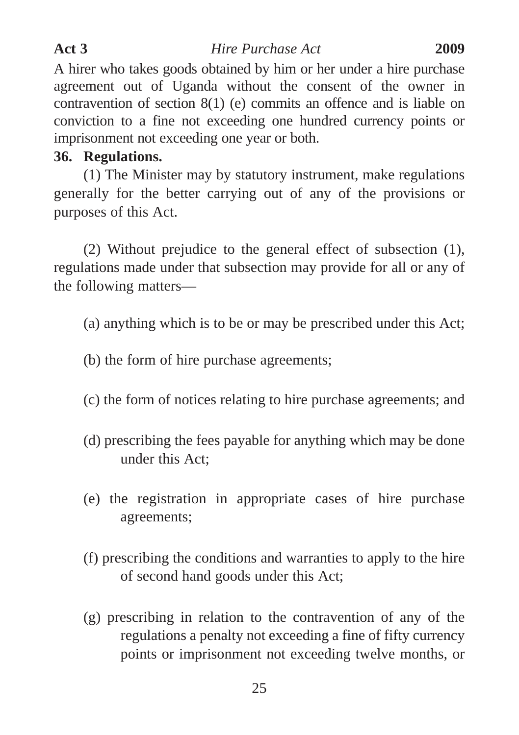A hirer who takes goods obtained by him or her under a hire purchase agreement out of Uganda without the consent of the owner in contravention of section 8(1) (e) commits an offence and is liable on conviction to a fine not exceeding one hundred currency points or imprisonment not exceeding one year or both.

**36. Regulations.**

(1) The Minister may by statutory instrument, make regulations generally for the better carrying out of any of the provisions or purposes of this Act.

(2) Without prejudice to the general effect of subsection (1), regulations made under that subsection may provide for all or any of the following matters—

(a) anything which is to be or may be prescribed under this Act;

(b) the form of hire purchase agreements;

(c) the form of notices relating to hire purchase agreements; and

(d) prescribing the fees payable for anything which may be done under this Act;

(e) the registration in appropriate cases of hire purchase agreements;

(f) prescribing the conditions and warranties to apply to the hire of second hand goods under this Act;

(g) prescribing in relation to the contravention of any of the regulations a penalty not exceeding a fine of fifty currency points or imprisonment not exceeding twelve months, or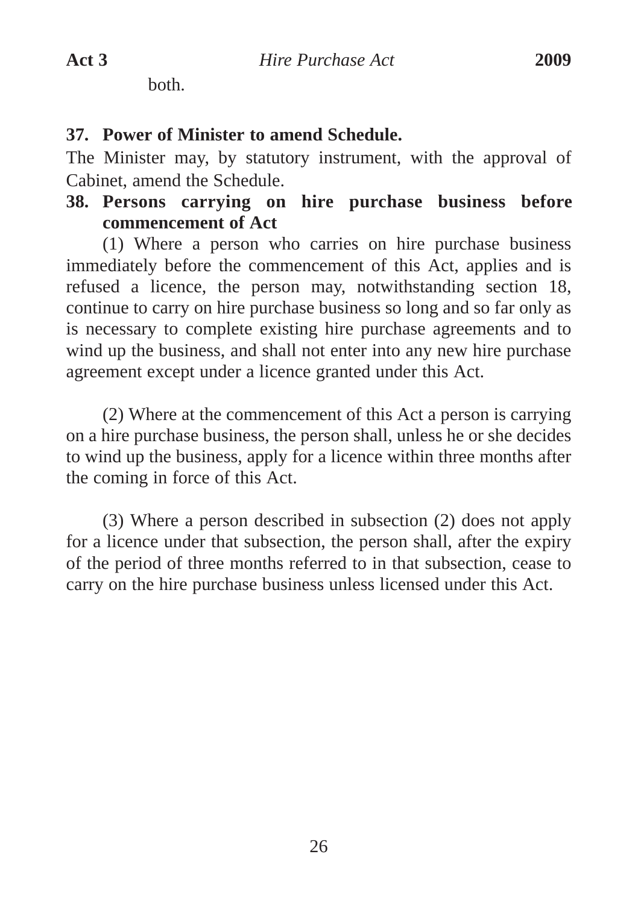both.

**37. Power of Minister to amend Schedule.**

The Minister may, by statutory instrument, with the approval of Cabinet, amend the Schedule.

**38. Persons carrying on hire purchase business before commencement of Act**

(1) Where a person who carries on hire purchase business immediately before the commencement of this Act, applies and is refused a licence, the person may, notwithstanding section 18, continue to carry on hire purchase business so long and so far only as is necessary to complete existing hire purchase agreements and to wind up the business, and shall not enter into any new hire purchase agreement except under a licence granted under this Act.

(2) Where at the commencement of this Act a person is carrying on a hire purchase business, the person shall, unless he or she decides to wind up the business, apply for a licence within three months after the coming in force of this Act.

(3) Where a person described in subsection (2) does not apply for a licence under that subsection, the person shall, after the expiry of the period of three months referred to in that subsection, cease to carry on the hire purchase business unless licensed under this Act.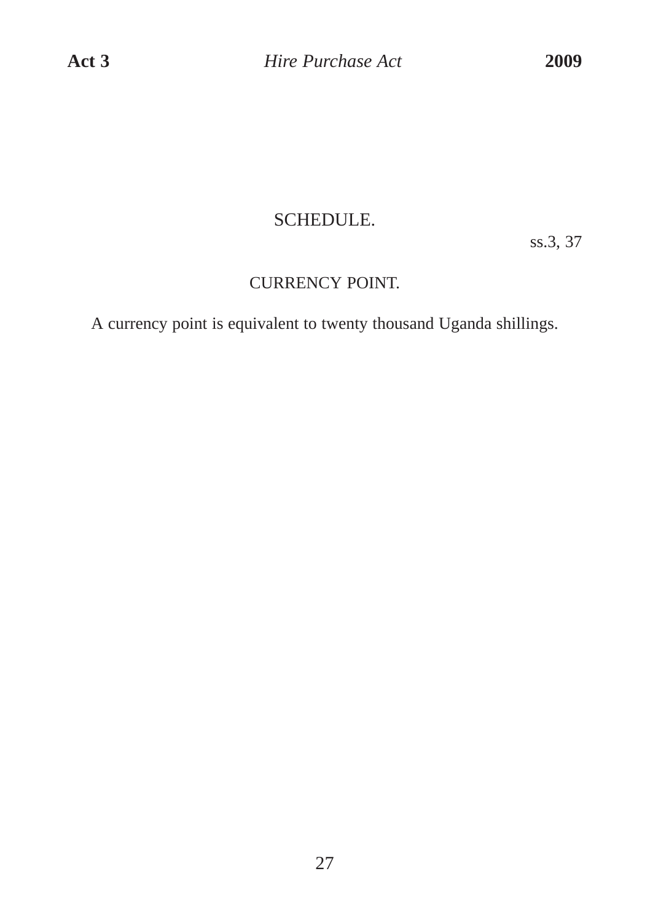# SCHEDULE.

ss.3, 37

## CURRENCY POINT.

A currency point is equivalent to twenty thousand Uganda shillings.